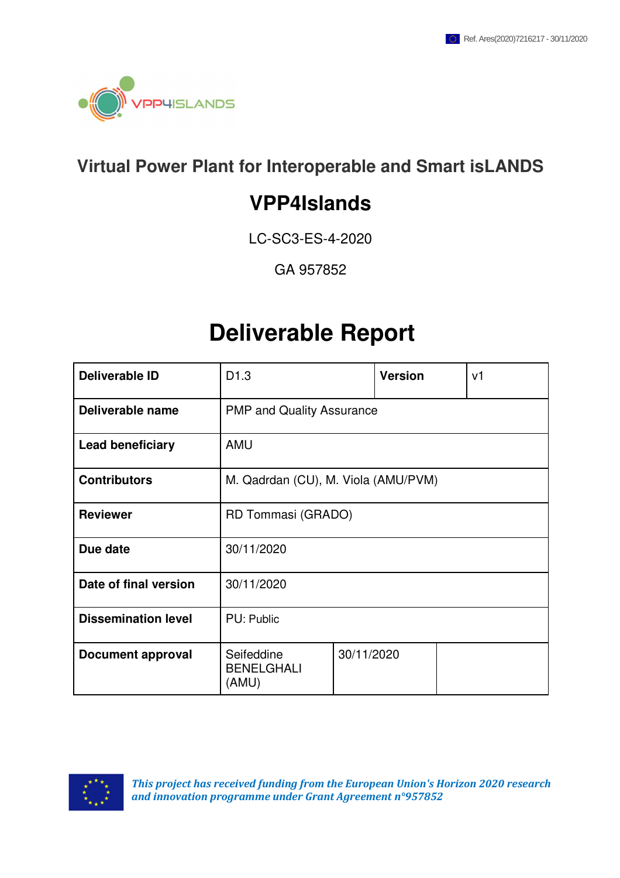Ref. Ares(2020)7216217 - 30/11/2020

VPP4ISLANDS

## Virtual Power Plant for Interoperable and Smart isLANDS

# VPP4Islands

LC-SC3-ES-4-2020

GA 957852

# Deliverable Report

| Deliverable ID | D1.3 | Version | v1 |
|---|---|---|---|
| Deliverable name | PMP and Quality Assurance | | |
| Lead beneficiary | AMU | | |
| Contributors | M. Qadrdan (CU), M. Viola (AMU/PVM) | | |
| Reviewer | RD Tommasi (GRADO) | | |
| Due date | 30/11/2020 | | |
| Date of final version | 30/11/2020 | | |
| Dissemination level | PU: Public | | |
| Document approval | Seifeddine BENELGHALI (AMU) | 30/11/2020 | |

*This project has received funding from the European Union's Horizon 2020 research and innovation programme under Grant Agreement n°957852*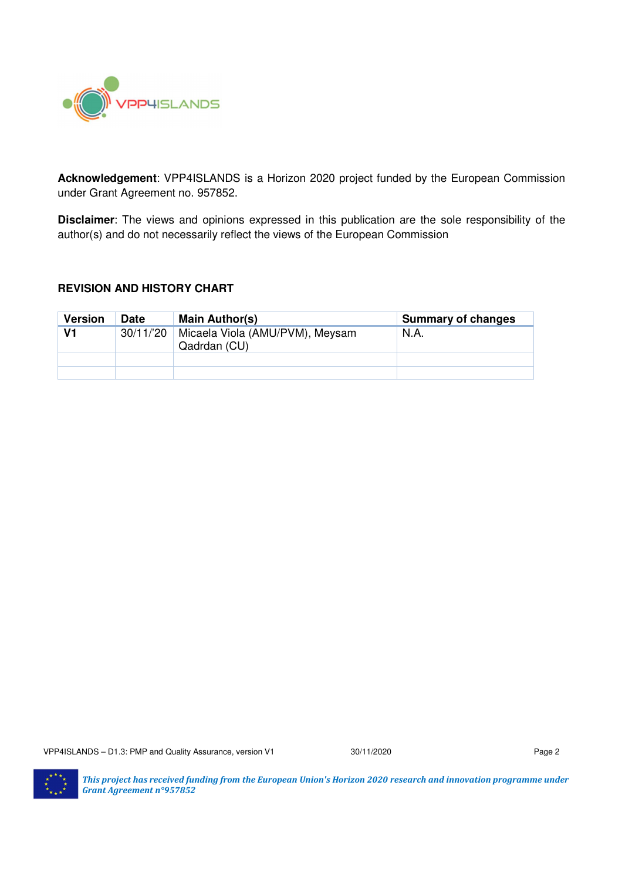**Acknowledgement**: VPP4ISLANDS is a Horizon 2020 project funded by the European Commission under Grant Agreement no. 957852.

**Disclaimer**: The views and opinions expressed in this publication are the sole responsibility of the author(s) and do not necessarily reflect the views of the European Commission

**REVISION AND HISTORY CHART**

| Version | Date | Main Author(s) | Summary of changes |
|---|---|---|---|
| **V1** | 30/11/'20 | Micaela Viola (AMU/PVM), Meysam Qadrdan (CU) | N.A. |
| | | | |
| | | | |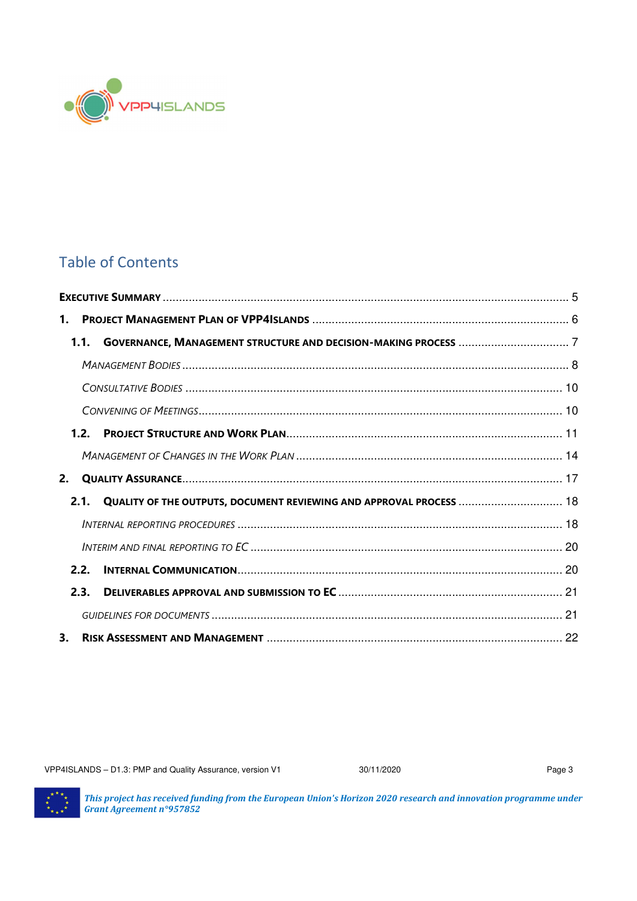# Table of Contents

**EXECUTIVE SUMMARY** ........................................................................................................................ 5

**1. PROJECT MANAGEMENT PLAN OF VPP4ISLANDS** ............................................................................. 6

**1.1. GOVERNANCE, MANAGEMENT STRUCTURE AND DECISION-MAKING PROCESS** ................................. 7

*MANAGEMENT BODIES* ........................................................................................................................ 8

*CONSULTATIVE BODIES* ...................................................................................................................... 10

*CONVENING OF MEETINGS* .................................................................................................................. 10

**1.2. PROJECT STRUCTURE AND WORK PLAN** ........................................................................................ 11

*MANAGEMENT OF CHANGES IN THE WORK PLAN* ................................................................................. 14

**2. QUALITY ASSURANCE** ...................................................................................................................... 17

**2.1. QUALITY OF THE OUTPUTS, DOCUMENT REVIEWING AND APPROVAL PROCESS** ............................... 18

*INTERNAL REPORTING PROCEDURES* ................................................................................................... 18

*INTERIM AND FINAL REPORTING TO EC* ............................................................................................... 20

**2.2. INTERNAL COMMUNICATION** ......................................................................................................... 20

**2.3. DELIVERABLES APPROVAL AND SUBMISSION TO EC** ....................................................................... 21

*GUIDELINES FOR DOCUMENTS* ............................................................................................................ 21

**3. RISK ASSESSMENT AND MANAGEMENT** ........................................................................................... 22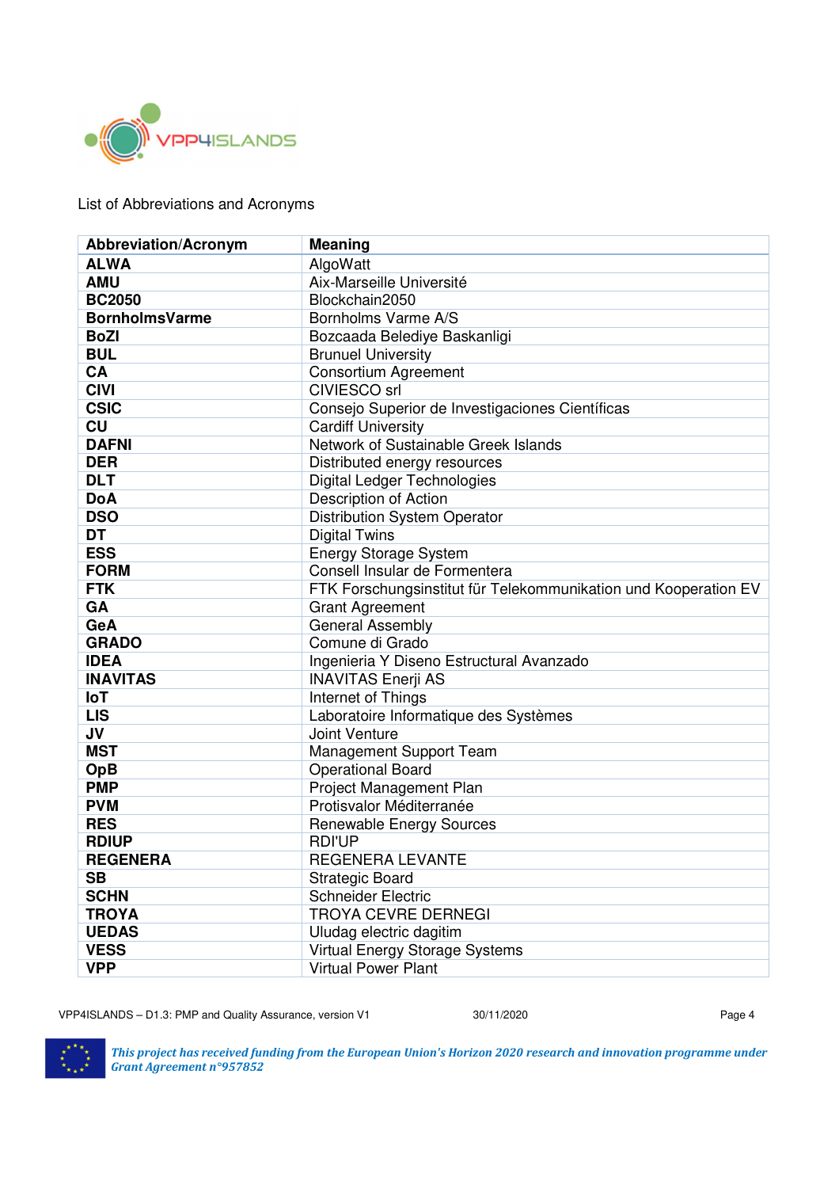List of Abbreviations and Acronyms

| Abbreviation/Acronym | Meaning |
|---|---|
| **ALWA** | AlgoWatt |
| **AMU** | Aix-Marseille Université |
| **BC2050** | Blockchain2050 |
| **BornholmsVarme** | Bornholms Varme A/S |
| **BoZI** | Bozcaada Belediye Baskanligi |
| **BUL** | Brunuel University |
| **CA** | Consortium Agreement |
| **CIVI** | CIVIESCO srl |
| **CSIC** | Consejo Superior de Investigaciones Científicas |
| **CU** | Cardiff University |
| **DAFNI** | Network of Sustainable Greek Islands |
| **DER** | Distributed energy resources |
| **DLT** | Digital Ledger Technologies |
| **DoA** | Description of Action |
| **DSO** | Distribution System Operator |
| **DT** | Digital Twins |
| **ESS** | Energy Storage System |
| **FORM** | Consell Insular de Formentera |
| **FTK** | FTK Forschungsinstitut für Telekommunikation und Kooperation EV |
| **GA** | Grant Agreement |
| **GeA** | General Assembly |
| **GRADO** | Comune di Grado |
| **IDEA** | Ingenieria Y Diseno Estructural Avanzado |
| **INAVITAS** | INAVITAS Enerji AS |
| **IoT** | Internet of Things |
| **LIS** | Laboratoire Informatique des Systèmes |
| **JV** | Joint Venture |
| **MST** | Management Support Team |
| **OpB** | Operational Board |
| **PMP** | Project Management Plan |
| **PVM** | Protisvalor Méditerranée |
| **RES** | Renewable Energy Sources |
| **RDIUP** | RDI'UP |
| **REGENERA** | REGENERA LEVANTE |
| **SB** | Strategic Board |
| **SCHN** | Schneider Electric |
| **TROYA** | TROYA CEVRE DERNEGI |
| **UEDAS** | Uludag electric dagitim |
| **VESS** | Virtual Energy Storage Systems |
| **VPP** | Virtual Power Plant |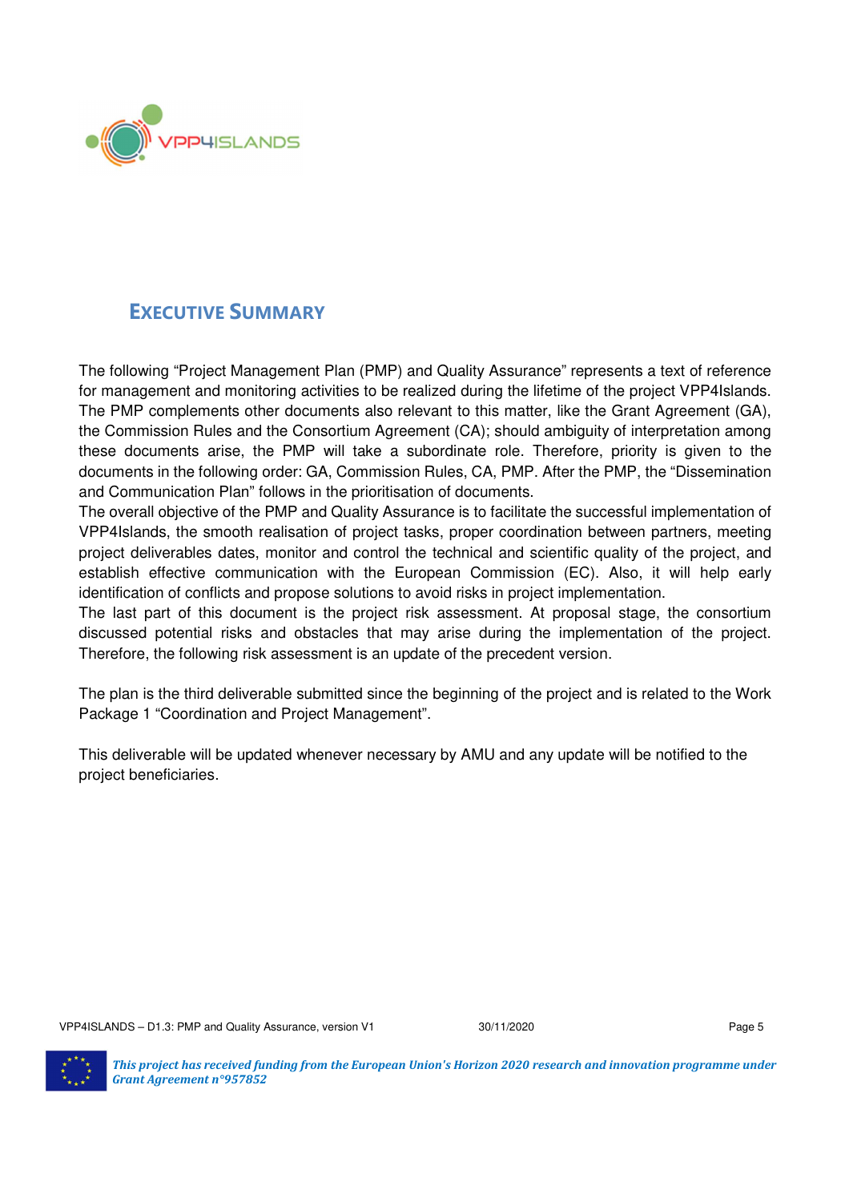# EXECUTIVE SUMMARY

The following "Project Management Plan (PMP) and Quality Assurance" represents a text of reference for management and monitoring activities to be realized during the lifetime of the project VPP4Islands. The PMP complements other documents also relevant to this matter, like the Grant Agreement (GA), the Commission Rules and the Consortium Agreement (CA); should ambiguity of interpretation among these documents arise, the PMP will take a subordinate role. Therefore, priority is given to the documents in the following order: GA, Commission Rules, CA, PMP. After the PMP, the "Dissemination and Communication Plan" follows in the prioritisation of documents.

The overall objective of the PMP and Quality Assurance is to facilitate the successful implementation of VPP4Islands, the smooth realisation of project tasks, proper coordination between partners, meeting project deliverables dates, monitor and control the technical and scientific quality of the project, and establish effective communication with the European Commission (EC). Also, it will help early identification of conflicts and propose solutions to avoid risks in project implementation.

The last part of this document is the project risk assessment. At proposal stage, the consortium discussed potential risks and obstacles that may arise during the implementation of the project. Therefore, the following risk assessment is an update of the precedent version.

The plan is the third deliverable submitted since the beginning of the project and is related to the Work Package 1 "Coordination and Project Management".

This deliverable will be updated whenever necessary by AMU and any update will be notified to the project beneficiaries.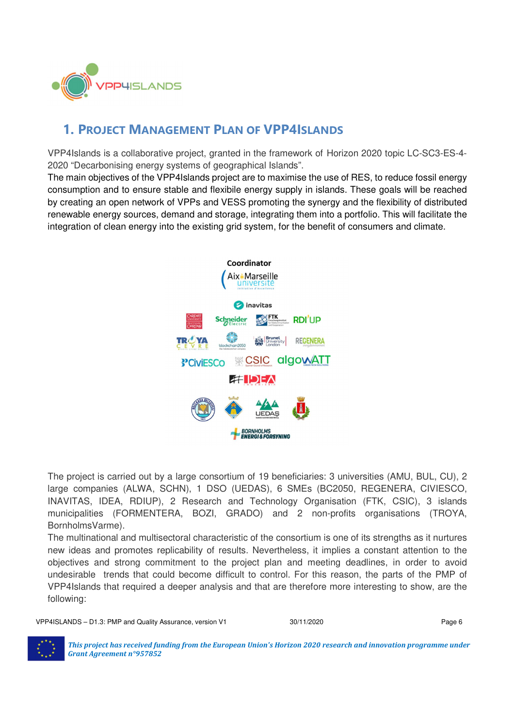# 1. Project Management Plan of VPP4Islands

VPP4Islands is a collaborative project, granted in the framework of Horizon 2020 topic LC-SC3-ES-4-2020 "Decarbonising energy systems of geographical Islands".

The main objectives of the VPP4Islands project are to maximise the use of RES, to reduce fossil energy consumption and to ensure stable and flexibile energy supply in islands. These goals will be reached by creating an open network of VPPs and VESS promoting the synergy and the flexibility of distributed renewable energy sources, demand and storage, integrating them into a portfolio. This will facilitate the integration of clean energy into the existing grid system, for the benefit of consumers and climate.

The project is carried out by a large consortium of 19 beneficiaries: 3 universities (AMU, BUL, CU), 2 large companies (ALWA, SCHN), 1 DSO (UEDAS), 6 SMEs (BC2050, REGENERA, CIVIESCO, INAVITAS, IDEA, RDIUP), 2 Research and Technology Organisation (FTK, CSIC), 3 islands municipalities (FORMENTERA, BOZI, GRADO) and 2 non-profits organisations (TROYA, BornholmsVarme).

The multinational and multisectoral characteristic of the consortium is one of its strengths as it nurtures new ideas and promotes replicability of results. Nevertheless, it implies a constant attention to the objectives and strong commitment to the project plan and meeting deadlines, in order to avoid undesirable trends that could become difficult to control. For this reason, the parts of the PMP of VPP4Islands that required a deeper analysis and that are therefore more interesting to show, are the following: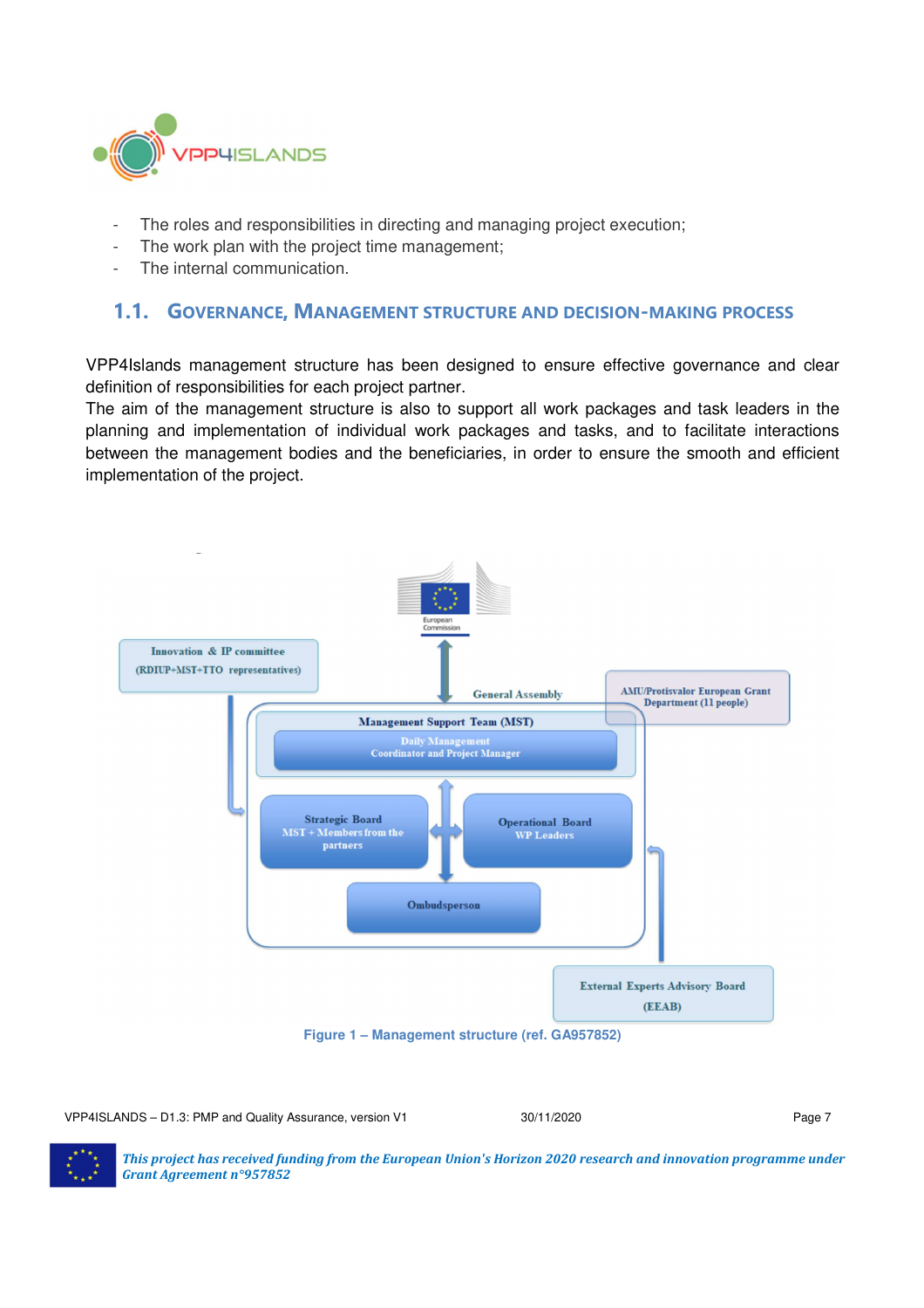- The roles and responsibilities in directing and managing project execution;
- The work plan with the project time management;
- The internal communication.

## 1.1. Governance, Management structure and decision-making process

VPP4Islands management structure has been designed to ensure effective governance and clear definition of responsibilities for each project partner.
The aim of the management structure is also to support all work packages and task leaders in the planning and implementation of individual work packages and tasks, and to facilitate interactions between the management bodies and the beneficiaries, in order to ensure the smooth and efficient implementation of the project.

European Commission

Innovation & IP committee (RDIUP+MST+TTO representatives)

General Assembly

AMU/Protisvalor European Grant Department (11 people)

Management Support Team (MST)

Daily Management Coordinator and Project Manager

Strategic Board MST + Members from the partners

Operational Board WP Leaders

Ombudsperson

External Experts Advisory Board (EEAB)

Figure 1 – Management structure (ref. GA957852)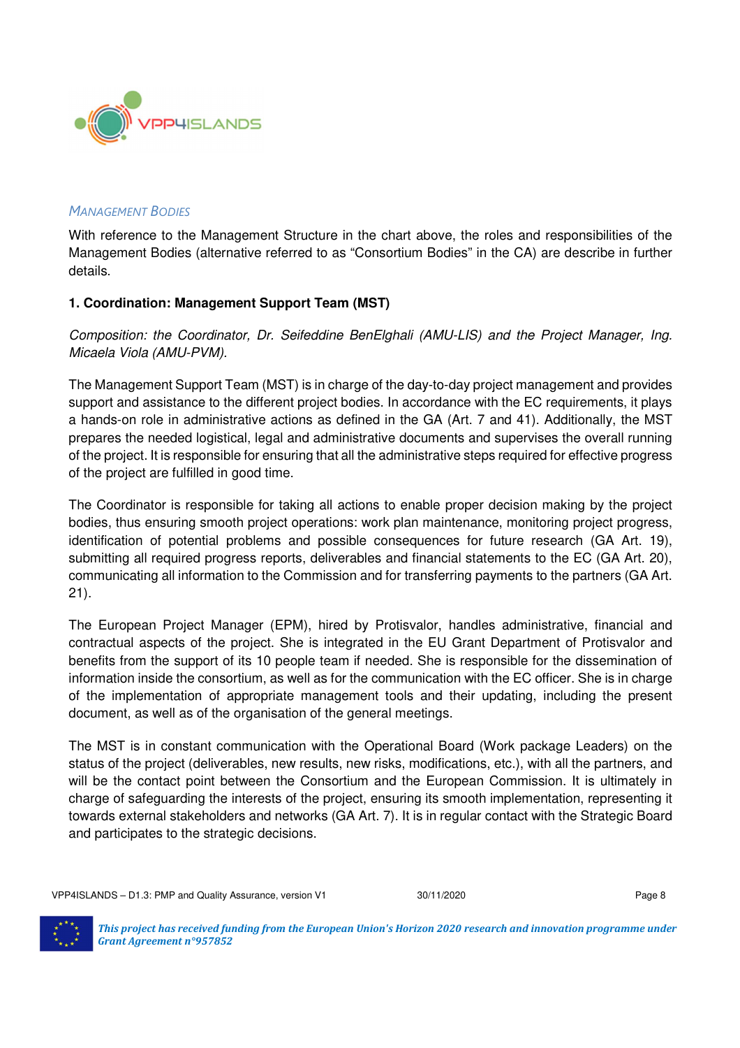### MANAGEMENT BODIES

With reference to the Management Structure in the chart above, the roles and responsibilities of the Management Bodies (alternative referred to as "Consortium Bodies" in the CA) are describe in further details.

**1. Coordination: Management Support Team (MST)**

*Composition: the Coordinator, Dr. Seifeddine BenElghali (AMU-LIS) and the Project Manager, Ing. Micaela Viola (AMU-PVM).*

The Management Support Team (MST) is in charge of the day-to-day project management and provides support and assistance to the different project bodies. In accordance with the EC requirements, it plays a hands-on role in administrative actions as defined in the GA (Art. 7 and 41). Additionally, the MST prepares the needed logistical, legal and administrative documents and supervises the overall running of the project. It is responsible for ensuring that all the administrative steps required for effective progress of the project are fulfilled in good time.

The Coordinator is responsible for taking all actions to enable proper decision making by the project bodies, thus ensuring smooth project operations: work plan maintenance, monitoring project progress, identification of potential problems and possible consequences for future research (GA Art. 19), submitting all required progress reports, deliverables and financial statements to the EC (GA Art. 20), communicating all information to the Commission and for transferring payments to the partners (GA Art. 21).

The European Project Manager (EPM), hired by Protisvalor, handles administrative, financial and contractual aspects of the project. She is integrated in the EU Grant Department of Protisvalor and benefits from the support of its 10 people team if needed. She is responsible for the dissemination of information inside the consortium, as well as for the communication with the EC officer. She is in charge of the implementation of appropriate management tools and their updating, including the present document, as well as of the organisation of the general meetings.

The MST is in constant communication with the Operational Board (Work package Leaders) on the status of the project (deliverables, new results, new risks, modifications, etc.), with all the partners, and will be the contact point between the Consortium and the European Commission. It is ultimately in charge of safeguarding the interests of the project, ensuring its smooth implementation, representing it towards external stakeholders and networks (GA Art. 7). It is in regular contact with the Strategic Board and participates to the strategic decisions.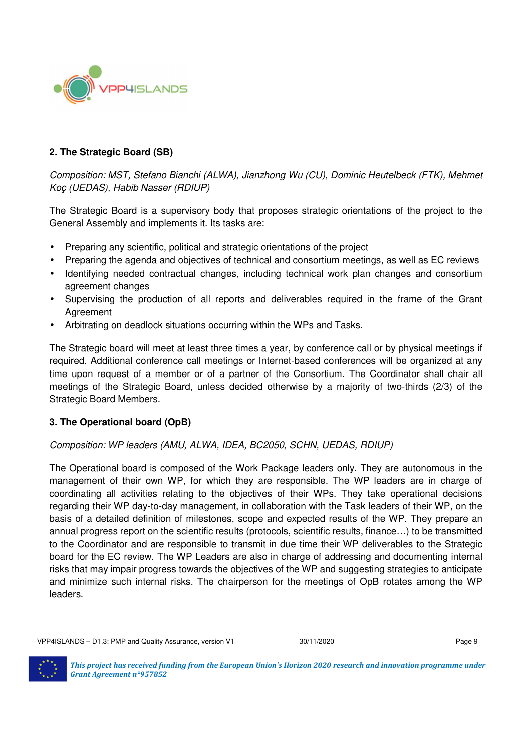## 2. The Strategic Board (SB)

*Composition: MST, Stefano Bianchi (ALWA), Jianzhong Wu (CU), Dominic Heutelbeck (FTK), Mehmet Koç (UEDAS), Habib Nasser (RDIUP)*

The Strategic Board is a supervisory body that proposes strategic orientations of the project to the General Assembly and implements it. Its tasks are:

- Preparing any scientific, political and strategic orientations of the project
- Preparing the agenda and objectives of technical and consortium meetings, as well as EC reviews
- Identifying needed contractual changes, including technical work plan changes and consortium agreement changes
- Supervising the production of all reports and deliverables required in the frame of the Grant Agreement
- Arbitrating on deadlock situations occurring within the WPs and Tasks.

The Strategic board will meet at least three times a year, by conference call or by physical meetings if required. Additional conference call meetings or Internet-based conferences will be organized at any time upon request of a member or of a partner of the Consortium. The Coordinator shall chair all meetings of the Strategic Board, unless decided otherwise by a majority of two-thirds (2/3) of the Strategic Board Members.

## 3. The Operational board (OpB)

*Composition: WP leaders (AMU, ALWA, IDEA, BC2050, SCHN, UEDAS, RDIUP)*

The Operational board is composed of the Work Package leaders only. They are autonomous in the management of their own WP, for which they are responsible. The WP leaders are in charge of coordinating all activities relating to the objectives of their WPs. They take operational decisions regarding their WP day-to-day management, in collaboration with the Task leaders of their WP, on the basis of a detailed definition of milestones, scope and expected results of the WP. They prepare an annual progress report on the scientific results (protocols, scientific results, finance…) to be transmitted to the Coordinator and are responsible to transmit in due time their WP deliverables to the Strategic board for the EC review. The WP Leaders are also in charge of addressing and documenting internal risks that may impair progress towards the objectives of the WP and suggesting strategies to anticipate and minimize such internal risks. The chairperson for the meetings of OpB rotates among the WP leaders.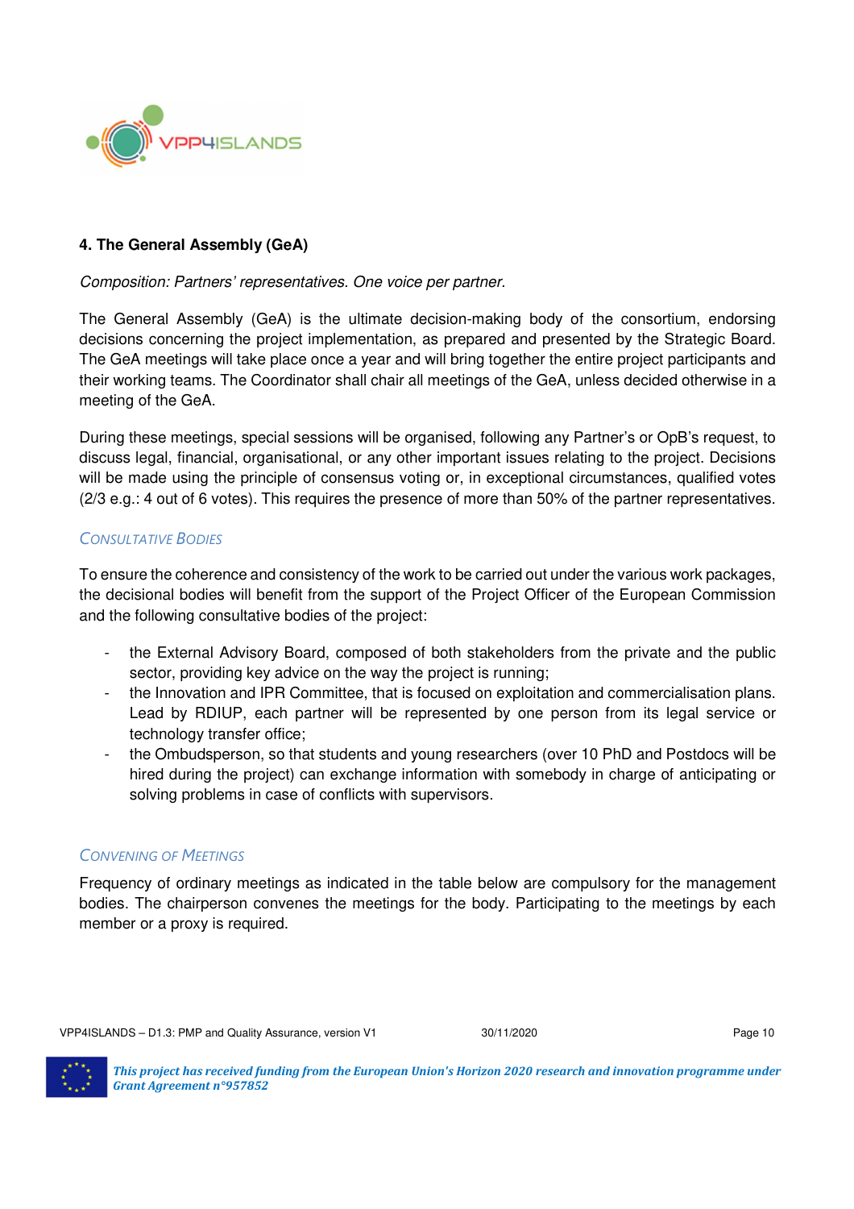## 4. The General Assembly (GeA)

*Composition: Partners' representatives. One voice per partner.*

The General Assembly (GeA) is the ultimate decision-making body of the consortium, endorsing decisions concerning the project implementation, as prepared and presented by the Strategic Board. The GeA meetings will take place once a year and will bring together the entire project participants and their working teams. The Coordinator shall chair all meetings of the GeA, unless decided otherwise in a meeting of the GeA.

During these meetings, special sessions will be organised, following any Partner's or OpB's request, to discuss legal, financial, organisational, or any other important issues relating to the project. Decisions will be made using the principle of consensus voting or, in exceptional circumstances, qualified votes (2/3 e.g.: 4 out of 6 votes). This requires the presence of more than 50% of the partner representatives.

### Consultative Bodies

To ensure the coherence and consistency of the work to be carried out under the various work packages, the decisional bodies will benefit from the support of the Project Officer of the European Commission and the following consultative bodies of the project:

- the External Advisory Board, composed of both stakeholders from the private and the public sector, providing key advice on the way the project is running;
- the Innovation and IPR Committee, that is focused on exploitation and commercialisation plans. Lead by RDIUP, each partner will be represented by one person from its legal service or technology transfer office;
- the Ombudsperson, so that students and young researchers (over 10 PhD and Postdocs will be hired during the project) can exchange information with somebody in charge of anticipating or solving problems in case of conflicts with supervisors.

### Convening of Meetings

Frequency of ordinary meetings as indicated in the table below are compulsory for the management bodies. The chairperson convenes the meetings for the body. Participating to the meetings by each member or a proxy is required.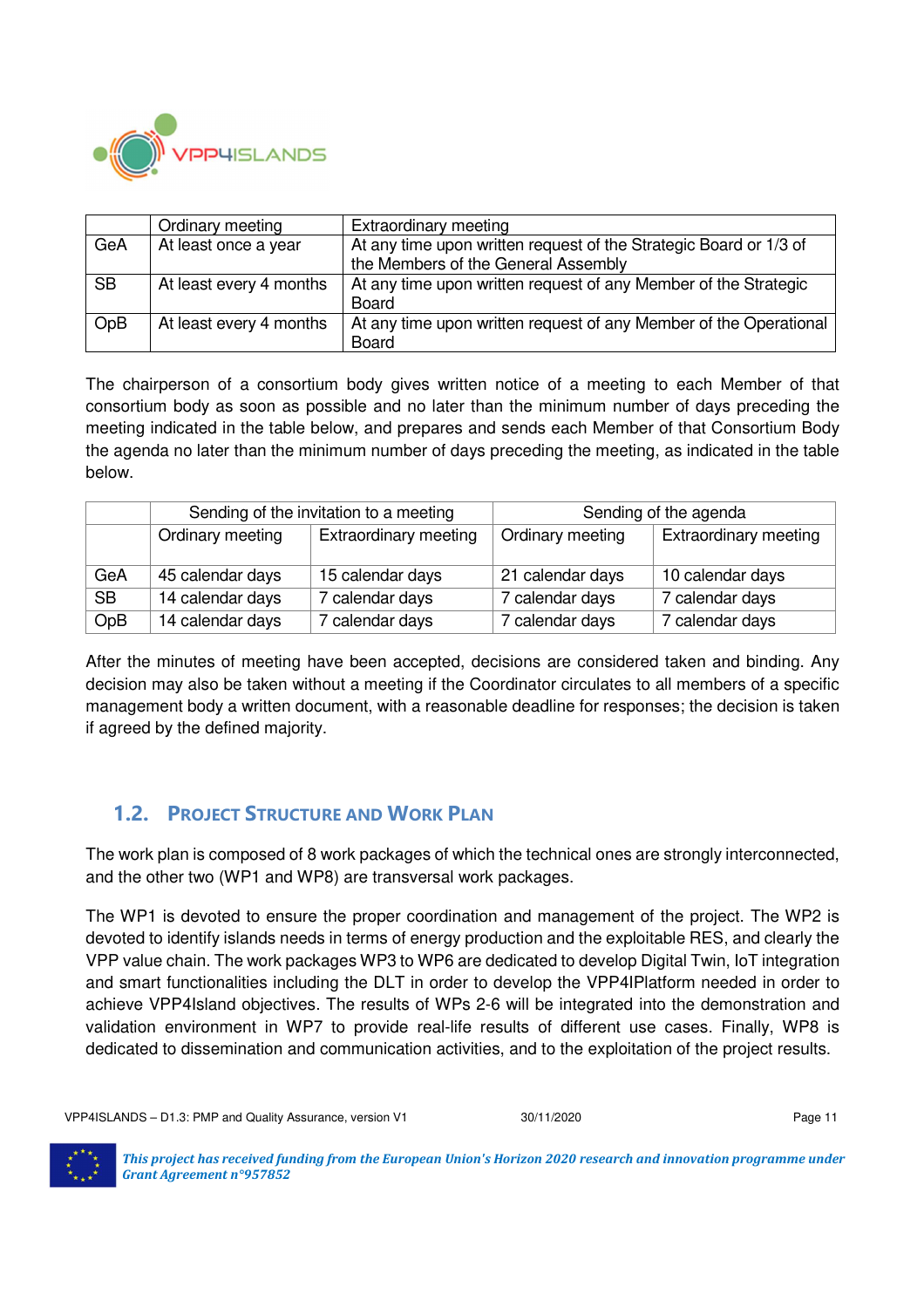| | Ordinary meeting | Extraordinary meeting |
|---|---|---|
| GeA | At least once a year | At any time upon written request of the Strategic Board or 1/3 of the Members of the General Assembly |
| SB | At least every 4 months | At any time upon written request of any Member of the Strategic Board |
| OpB | At least every 4 months | At any time upon written request of any Member of the Operational Board |

The chairperson of a consortium body gives written notice of a meeting to each Member of that consortium body as soon as possible and no later than the minimum number of days preceding the meeting indicated in the table below, and prepares and sends each Member of that Consortium Body the agenda no later than the minimum number of days preceding the meeting, as indicated in the table below.

| | Sending of the invitation to a meeting | | Sending of the agenda | |
|---|---|---|---|---|
| | Ordinary meeting | Extraordinary meeting | Ordinary meeting | Extraordinary meeting |
| GeA | 45 calendar days | 15 calendar days | 21 calendar days | 10 calendar days |
| SB | 14 calendar days | 7 calendar days | 7 calendar days | 7 calendar days |
| OpB | 14 calendar days | 7 calendar days | 7 calendar days | 7 calendar days |

After the minutes of meeting have been accepted, decisions are considered taken and binding. Any decision may also be taken without a meeting if the Coordinator circulates to all members of a specific management body a written document, with a reasonable deadline for responses; the decision is taken if agreed by the defined majority.

## 1.2. Project Structure and Work Plan

The work plan is composed of 8 work packages of which the technical ones are strongly interconnected, and the other two (WP1 and WP8) are transversal work packages.

The WP1 is devoted to ensure the proper coordination and management of the project. The WP2 is devoted to identify islands needs in terms of energy production and the exploitable RES, and clearly the VPP value chain. The work packages WP3 to WP6 are dedicated to develop Digital Twin, IoT integration and smart functionalities including the DLT in order to develop the VPP4IPlatform needed in order to achieve VPP4Island objectives. The results of WPs 2-6 will be integrated into the demonstration and validation environment in WP7 to provide real-life results of different use cases. Finally, WP8 is dedicated to dissemination and communication activities, and to the exploitation of the project results.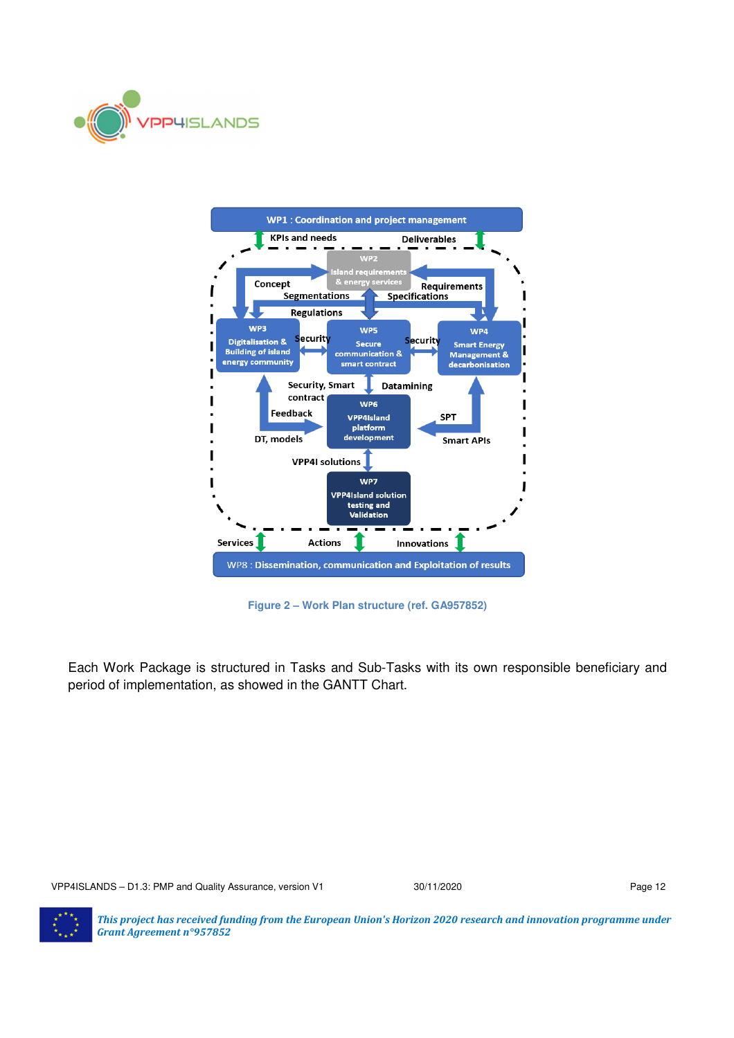Figure 2 – Work Plan structure (ref. GA957852)

Each Work Package is structured in Tasks and Sub-Tasks with its own responsible beneficiary and period of implementation, as showed in the GANTT Chart.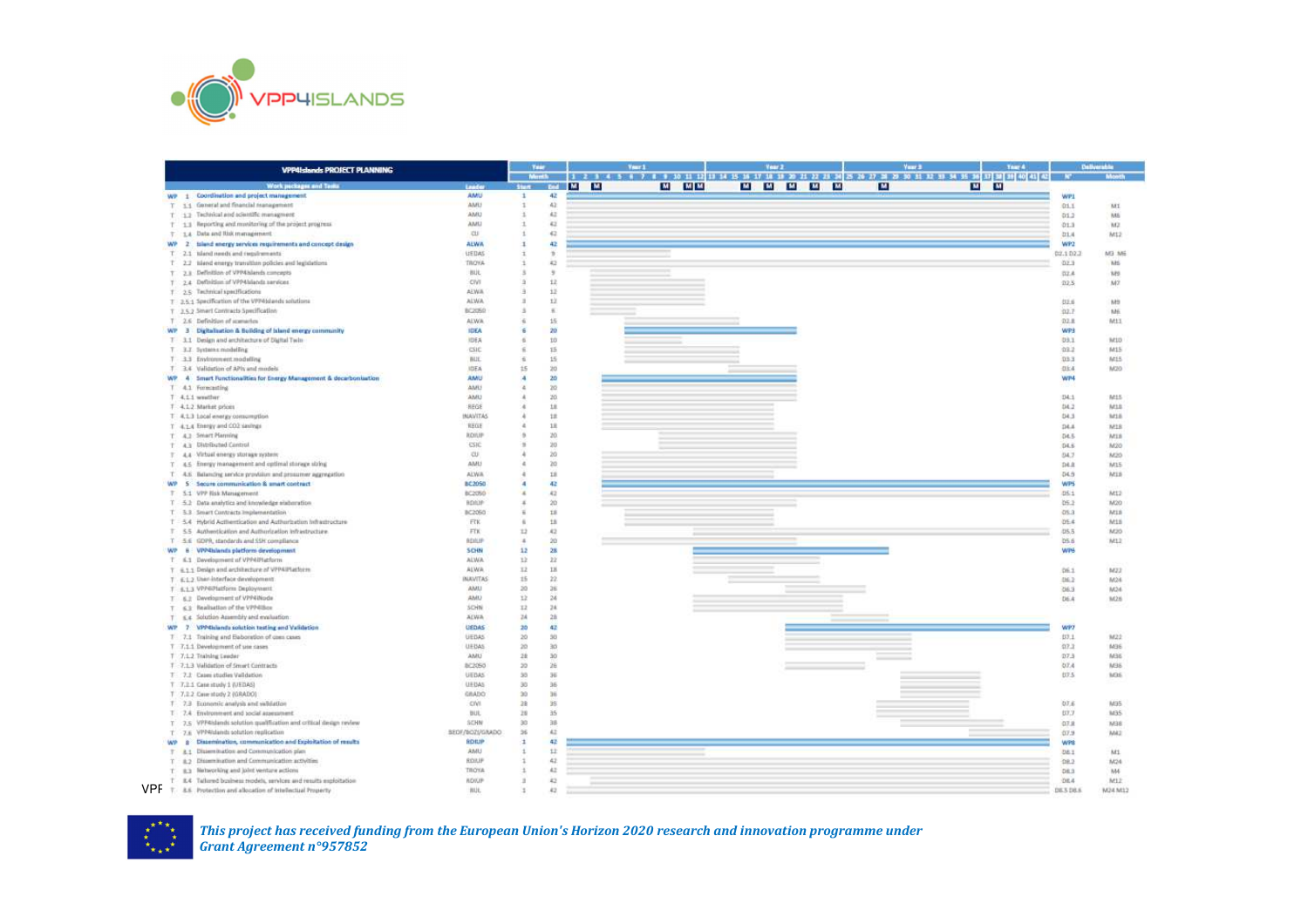| VPP4Islands PROJECT PLANNING | | | | | Deliverable | |
|---|---|---|---|---|---|---|
| Work packages and Tasks | | Leader | Start | End | N° | Month |
| WP | 1 Coordination and project management | AMU | 1 | 42 | WP1 | |
| T | 1.1 General and financial management | AMU | 1 | 42 | D1.1 | M1 |
| T | 1.2 Technical and scientific managment | AMU | 1 | 42 | D1.2 | M6 |
| T | 1.3 Reporting and monitoring of the project progress | AMU | 1 | 42 | D1.3 | M2 |
| T | 1.4 Data and Risk management | CU | 1 | 42 | D1.4 | M12 |
| WP | 2 Island energy services requirements and concept design | ALWA | 1 | 42 | WP2 | |
| T | 2.1 Island needs and requirements | UEDAS | 1 | 9 | D2.1 D2.2 | M3 M6 |
| T | 2.2 Island energy transition policies and legislations | TROYA | 1 | 42 | D2.3 | M6 |
| T | 2.3 Definition of VPP4Islands concepts | BUL | 3 | 9 | D2.4 | M9 |
| T | 2.4 Definition of VPP4Islands services | CIVI | 3 | 12 | D2.5 | M7 |
| T | 2.5 Technical specifications | ALWA | 3 | 12 | | |
| T | 2.5.1 Specification of the VPP4Islands solutions | ALWA | 3 | 12 | D2.6 | M9 |
| T | 2.5.2 Smart Contracts Specification | BC2050 | 3 | 6 | D2.7 | M6 |
| T | 2.6 Definition of scenarios | ALWA | 6 | 15 | D2.8 | M11 |
| WP | 3 Digitalisation & Building of island energy community | IDEA | 6 | 20 | WP3 | |
| T | 3.1 Design and architecture of Digital Twin | IDEA | 6 | 10 | D3.1 | M10 |
| T | 3.2 Systems modelling | CSIC | 6 | 15 | D3.2 | M15 |
| T | 3.3 Environment modelling | BUL | 6 | 15 | D3.3 | M15 |
| T | 3.4 Validation of APIs and models | IDEA | 15 | 20 | D3.4 | M20 |
| WP | 4 Smart Functionalities for Energy Management & decarbonisation | AMU | 4 | 20 | WP4 | |
| T | 4.1 Forecasting | AMU | 4 | 20 | | |
| T | 4.1.1 weather | AMU | 4 | 20 | D4.1 | M15 |
| T | 4.1.2 Market prices | REGE | 4 | 18 | D4.2 | M18 |
| T | 4.1.3 Local energy consumption | INAVITAS | 4 | 18 | D4.3 | M18 |
| T | 4.1.4 Energy and CO2 savings | REGE | 4 | 18 | D4.4 | M18 |
| T | 4.2 Smart Planning | RDIUP | 9 | 20 | D4.5 | M18 |
| T | 4.3 Distributed Control | CSIC | 9 | 20 | D4.6 | M20 |
| T | 4.4 Virtual energy storage system | CU | 4 | 20 | D4.7 | M20 |
| T | 4.5 Energy management and optimal storage sizing | AMU | 4 | 20 | D4.8 | M15 |
| T | 4.6 Balancing service provision and prosumer aggregation | ALWA | 4 | 18 | D4.9 | M18 |
| WP | 5 Secure communication & smart contract | BC2050 | 4 | 42 | WP5 | |
| T | 5.1 VPP Risk Management | BC2050 | 4 | 42 | D5.1 | M12 |
| T | 5.2 Data analytics and knowledge elaboration | RDIUP | 4 | 20 | D5.2 | M20 |
| T | 5.3 Smart Contracts Implementation | BC2050 | 6 | 18 | D5.3 | M18 |
| T | 5.4 Hybrid Authentication and Authorization Infrastructure | FTK | 6 | 18 | D5.4 | M18 |
| T | 5.5 Authentication and Authorization Infrastructure | FTK | 12 | 42 | D5.5 | M20 |
| T | 5.6 GDPR, standards and SSH compliance | RDIUP | 4 | 20 | D5.6 | M12 |
| WP | 6 VPP4Islands platform development | SCHN | 12 | 28 | WP6 | |
| T | 6.1 Development of VPP4Platform | ALWA | 12 | 22 | | |
| T | 6.1.1 Design and architecture of VPP4Platform | ALWA | 12 | 18 | D6.1 | M22 |
| T | 6.1.2 User-interface development | INAVITAS | 15 | 22 | D6.2 | M24 |
| T | 6.1.3 VPP4Platform Deployment | AMU | 20 | 26 | D6.3 | M24 |
| T | 6.2 Development of VPP4Node | AMU | 12 | 24 | D6.4 | M26 |
| T | 6.3 Realisation of the VPP4Box | SCHN | 12 | 24 | | |
| T | 6.4 Solution Assembly and evaluation | ALWA | 24 | 28 | | |
| WP | 7 VPP4Islands solution testing and Validation | UEDAS | 20 | 42 | WP7 | |
| T | 7.1 Training and Elaboration of uses cases | UEDAS | 20 | 30 | D7.1 | M22 |
| T | 7.1.1 Development of use cases | UEDAS | 20 | 30 | D7.2 | M36 |
| T | 7.1.2 Training Leader | AMU | 28 | 30 | D7.3 | M36 |
| T | 7.1.3 Validation of Smart Contracts | BC2050 | 20 | 26 | D7.4 | M36 |
| T | 7.2 Cases studies Validation | UEDAS | 30 | 36 | D7.5 | M36 |
| T | 7.2.1 Case study 1 (UEDAS) | UEDAS | 30 | 36 | | |
| T | 7.2.2 Case study 2 (GRADO) | GRADO | 30 | 36 | | |
| T | 7.3 Economic analysis and validation | CIVI | 28 | 35 | D7.6 | M35 |
| T | 7.4 Environment and social assessment | BUL | 28 | 35 | D7.7 | M35 |
| T | 7.5 VPP4Islands solution qualification and critical design review | SCHN | 30 | 38 | D7.8 | M38 |
| T | 7.6 VPP4Islands solution replication | BEOF/BOZI/GRADO | 36 | 42 | D7.9 | M42 |
| WP | 8 Dissemination, communication and Exploitation of results | RDIUP | 1 | 42 | WP8 | |
| T | 8.1 Dissemination and Communication plan | AMU | 1 | 12 | D8.1 | M1 |
| T | 8.2 Dissemination and Communication activities | RDIUP | 1 | 42 | D8.2 | M24 |
| T | 8.3 Networking and joint venture actions | TROYA | 1 | 42 | D8.3 | M4 |
| T | 8.4 Tailored business models, services and results exploitation | RDIUP | 3 | 42 | D8.4 | M12 |
| T | 8.5 Protection and allocation of intellectual Property | BUL | 1 | 42 | D8.5 D8.6 | M24 M12 |

*This project has received funding from the European Union's Horizon 2020 research and innovation programme under Grant Agreement n°957852*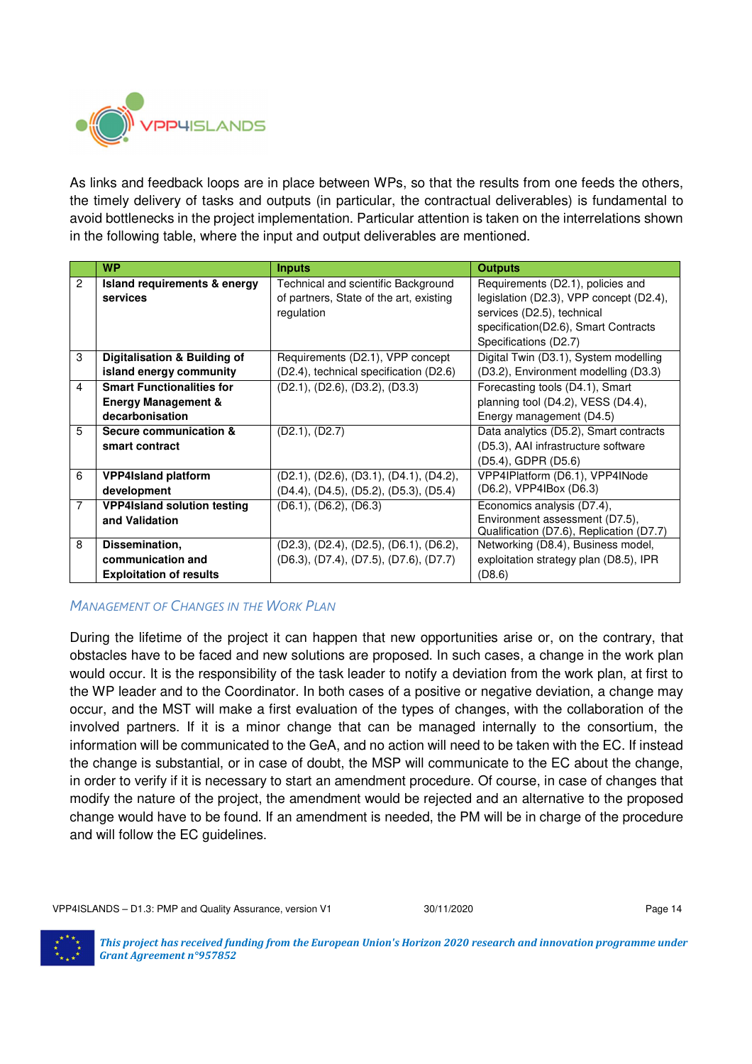As links and feedback loops are in place between WPs, so that the results from one feeds the others, the timely delivery of tasks and outputs (in particular, the contractual deliverables) is fundamental to avoid bottlenecks in the project implementation. Particular attention is taken on the interrelations shown in the following table, where the input and output deliverables are mentioned.

| | WP | Inputs | Outputs |
|---|---|---|---|
| 2 | **Island requirements & energy services** | Technical and scientific Background of partners, State of the art, existing regulation | Requirements (D2.1), policies and legislation (D2.3), VPP concept (D2.4), services (D2.5), technical specification(D2.6), Smart Contracts Specifications (D2.7) |
| 3 | **Digitalisation & Building of island energy community** | Requirements (D2.1), VPP concept (D2.4), technical specification (D2.6) | Digital Twin (D3.1), System modelling (D3.2), Environment modelling (D3.3) |
| 4 | **Smart Functionalities for Energy Management & decarbonisation** | (D2.1), (D2.6), (D3.2), (D3.3) | Forecasting tools (D4.1), Smart planning tool (D4.2), VESS (D4.4), Energy management (D4.5) |
| 5 | **Secure communication & smart contract** | (D2.1), (D2.7) | Data analytics (D5.2), Smart contracts (D5.3), AAI infrastructure software (D5.4), GDPR (D5.6) |
| 6 | **VPP4Island platform development** | (D2.1), (D2.6), (D3.1), (D4.1), (D4.2), (D4.4), (D4.5), (D5.2), (D5.3), (D5.4) | VPP4IPlatform (D6.1), VPP4INode (D6.2), VPP4IBox (D6.3) |
| 7 | **VPP4Island solution testing and Validation** | (D6.1), (D6.2), (D6.3) | Economics analysis (D7.4), Environment assessment (D7.5), Qualification (D7.6), Replication (D7.7) |
| 8 | **Dissemination, communication and Exploitation of results** | (D2.3), (D2.4), (D2.5), (D6.1), (D6.2), (D6.3), (D7.4), (D7.5), (D7.6), (D7.7) | Networking (D8.4), Business model, exploitation strategy plan (D8.5), IPR (D8.6) |

### Management of Changes in the Work Plan

During the lifetime of the project it can happen that new opportunities arise or, on the contrary, that obstacles have to be faced and new solutions are proposed. In such cases, a change in the work plan would occur. It is the responsibility of the task leader to notify a deviation from the work plan, at first to the WP leader and to the Coordinator. In both cases of a positive or negative deviation, a change may occur, and the MST will make a first evaluation of the types of changes, with the collaboration of the involved partners. If it is a minor change that can be managed internally to the consortium, the information will be communicated to the GeA, and no action will need to be taken with the EC. If instead the change is substantial, or in case of doubt, the MSP will communicate to the EC about the change, in order to verify if it is necessary to start an amendment procedure. Of course, in case of changes that modify the nature of the project, the amendment would be rejected and an alternative to the proposed change would have to be found. If an amendment is needed, the PM will be in charge of the procedure and will follow the EC guidelines.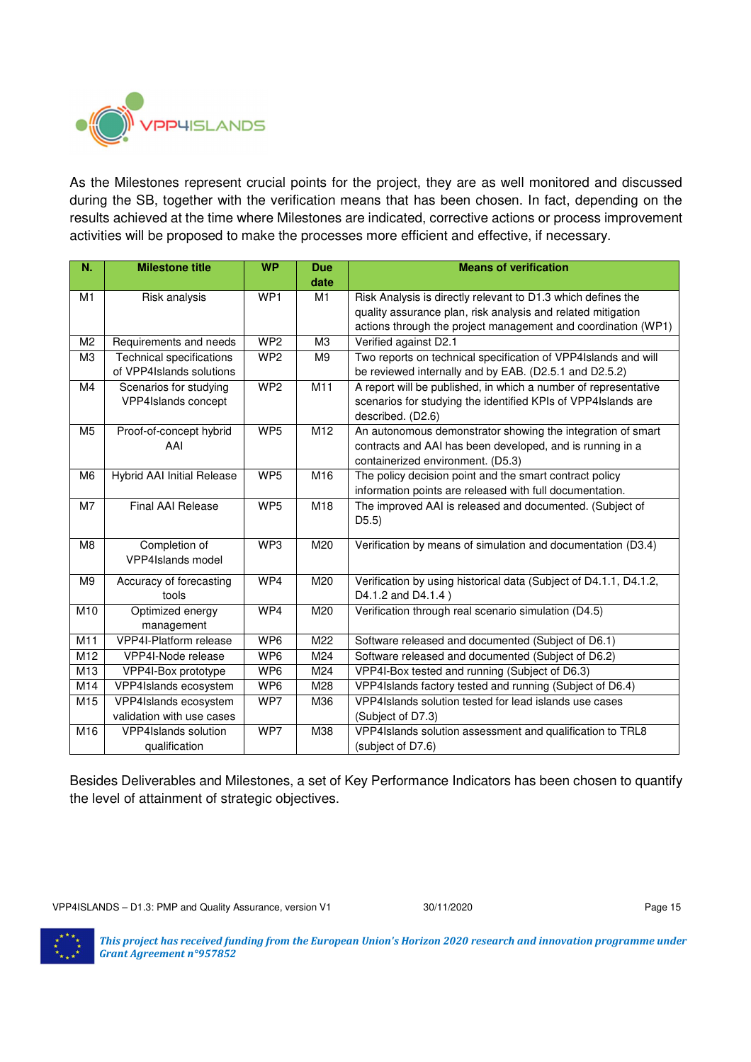As the Milestones represent crucial points for the project, they are as well monitored and discussed during the SB, together with the verification means that has been chosen. In fact, depending on the results achieved at the time where Milestones are indicated, corrective actions or process improvement activities will be proposed to make the processes more efficient and effective, if necessary.

| N. | Milestone title | WP | Due date | Means of verification |
|---|---|---|---|---|
| M1 | Risk analysis | WP1 | M1 | Risk Analysis is directly relevant to D1.3 which defines the quality assurance plan, risk analysis and related mitigation actions through the project management and coordination (WP1) |
| M2 | Requirements and needs | WP2 | M3 | Verified against D2.1 |
| M3 | Technical specifications of VPP4Islands solutions | WP2 | M9 | Two reports on technical specification of VPP4Islands and will be reviewed internally and by EAB. (D2.5.1 and D2.5.2) |
| M4 | Scenarios for studying VPP4Islands concept | WP2 | M11 | A report will be published, in which a number of representative scenarios for studying the identified KPIs of VPP4Islands are described. (D2.6) |
| M5 | Proof-of-concept hybrid AAI | WP5 | M12 | An autonomous demonstrator showing the integration of smart contracts and AAI has been developed, and is running in a containerized environment. (D5.3) |
| M6 | Hybrid AAI Initial Release | WP5 | M16 | The policy decision point and the smart contract policy information points are released with full documentation. |
| M7 | Final AAI Release | WP5 | M18 | The improved AAI is released and documented. (Subject of D5.5) |
| M8 | Completion of VPP4Islands model | WP3 | M20 | Verification by means of simulation and documentation (D3.4) |
| M9 | Accuracy of forecasting tools | WP4 | M20 | Verification by using historical data (Subject of D4.1.1, D4.1.2, D4.1.2 and D4.1.4 ) |
| M10 | Optimized energy management | WP4 | M20 | Verification through real scenario simulation (D4.5) |
| M11 | VPP4I-Platform release | WP6 | M22 | Software released and documented (Subject of D6.1) |
| M12 | VPP4I-Node release | WP6 | M24 | Software released and documented (Subject of D6.2) |
| M13 | VPP4I-Box prototype | WP6 | M24 | VPP4I-Box tested and running (Subject of D6.3) |
| M14 | VPP4Islands ecosystem | WP6 | M28 | VPP4Islands factory tested and running (Subject of D6.4) |
| M15 | VPP4Islands ecosystem validation with use cases | WP7 | M36 | VPP4Islands solution tested for lead islands use cases (Subject of D7.3) |
| M16 | VPP4Islands solution qualification | WP7 | M38 | VPP4Islands solution assessment and qualification to TRL8 (subject of D7.6) |

Besides Deliverables and Milestones, a set of Key Performance Indicators has been chosen to quantify the level of attainment of strategic objectives.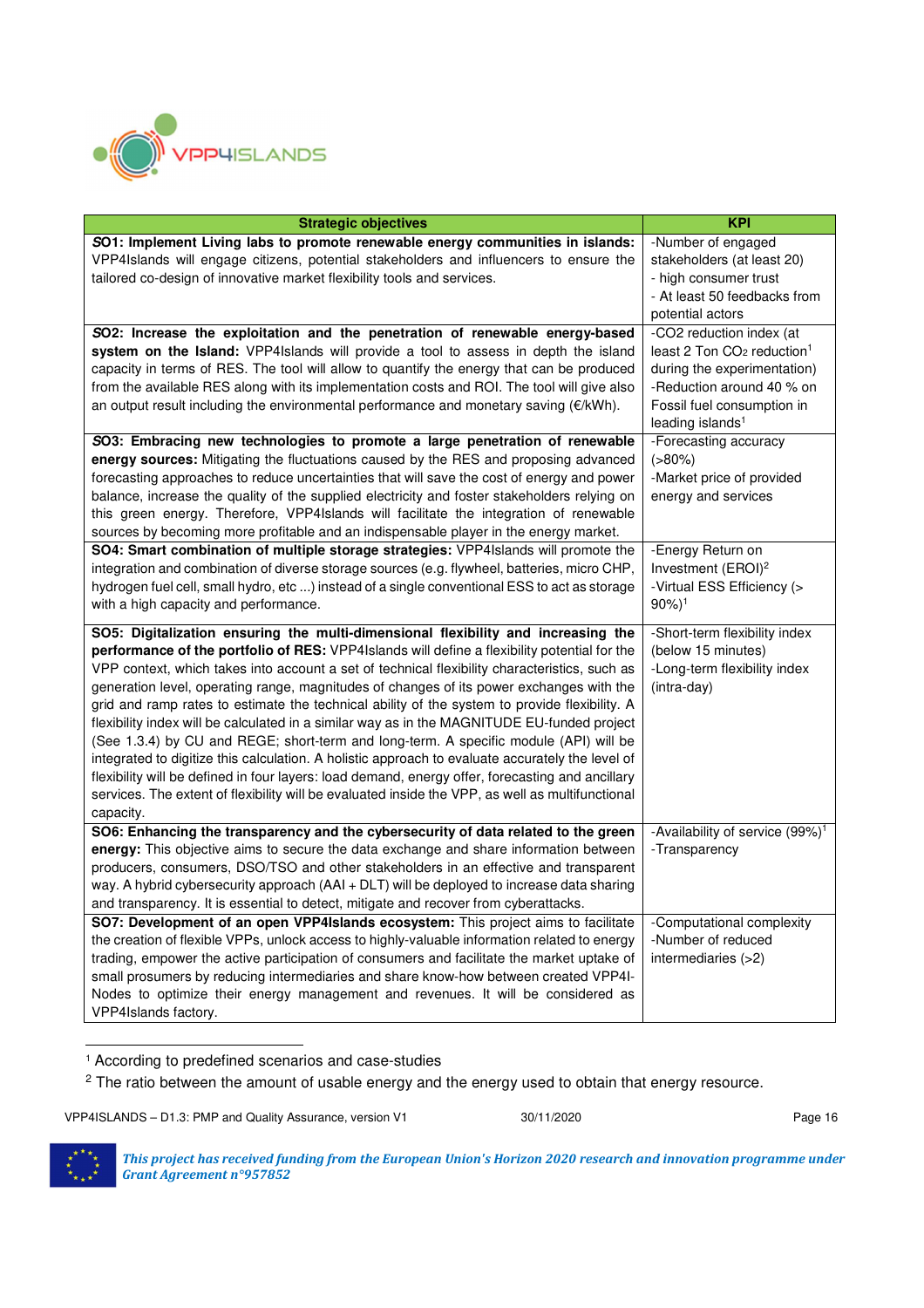| Strategic objectives | KPI |
|---|---|
| **SO1: Implement Living labs to promote renewable energy communities in islands:** VPP4Islands will engage citizens, potential stakeholders and influencers to ensure the tailored co-design of innovative market flexibility tools and services. | -Number of engaged stakeholders (at least 20)<br>- high consumer trust<br>- At least 50 feedbacks from potential actors |
| **SO2: Increase the exploitation and the penetration of renewable energy-based system on the Island:** VPP4Islands will provide a tool to assess in depth the island capacity in terms of RES. The tool will allow to quantify the energy that can be produced from the available RES along with its implementation costs and ROI. The tool will give also an output result including the environmental performance and monetary saving (€/kWh). | -CO2 reduction index (at least 2 Ton $CO_2$ reduction[1] during the experimentation)<br>-Reduction around 40 % on Fossil fuel consumption in leading islands[1] |
| **SO3: Embracing new technologies to promote a large penetration of renewable energy sources:** Mitigating the fluctuations caused by the RES and proposing advanced forecasting approaches to reduce uncertainties that will save the cost of energy and power balance, increase the quality of the supplied electricity and foster stakeholders relying on this green energy. Therefore, VPP4Islands will facilitate the integration of renewable sources by becoming more profitable and an indispensable player in the energy market. | -Forecasting accuracy (>80%)<br>-Market price of provided energy and services |
| **SO4: Smart combination of multiple storage strategies:** VPP4Islands will promote the integration and combination of diverse storage sources (e.g. flywheel, batteries, micro CHP, hydrogen fuel cell, small hydro, etc ...) instead of a single conventional ESS to act as storage with a high capacity and performance. | -Energy Return on Investment (EROI)[2]<br>-Virtual ESS Efficiency (> 90%)[1] |
| **SO5: Digitalization ensuring the multi-dimensional flexibility and increasing the performance of the portfolio of RES:** VPP4Islands will define a flexibility potential for the VPP context, which takes into account a set of technical flexibility characteristics, such as generation level, operating range, magnitudes of changes of its power exchanges with the grid and ramp rates to estimate the technical ability of the system to provide flexibility. A flexibility index will be calculated in a similar way as in the MAGNITUDE EU-funded project (See 1.3.4) by CU and REGE; short-term and long-term. A specific module (API) will be integrated to digitize this calculation. A holistic approach to evaluate accurately the level of flexibility will be defined in four layers: load demand, energy offer, forecasting and ancillary services. The extent of flexibility will be evaluated inside the VPP, as well as multifunctional capacity. | -Short-term flexibility index (below 15 minutes)<br>-Long-term flexibility index (intra-day) |
| **SO6: Enhancing the transparency and the cybersecurity of data related to the green energy:** This objective aims to secure the data exchange and share information between producers, consumers, DSO/TSO and other stakeholders in an effective and transparent way. A hybrid cybersecurity approach (AAI + DLT) will be deployed to increase data sharing and transparency. It is essential to detect, mitigate and recover from cyberattacks. | -Availability of service (99%)[1]<br>-Transparency |
| **SO7: Development of an open VPP4Islands ecosystem:** This project aims to facilitate the creation of flexible VPPs, unlock access to highly-valuable information related to energy trading, empower the active participation of consumers and facilitate the market uptake of small prosumers by reducing intermediaries and share know-how between created VPP4I-Nodes to optimize their energy management and revenues. It will be considered as VPP4Islands factory. | -Computational complexity<br>-Number of reduced intermediaries (>2) |

[1] According to predefined scenarios and case-studies

[2] The ratio between the amount of usable energy and the energy used to obtain that energy resource.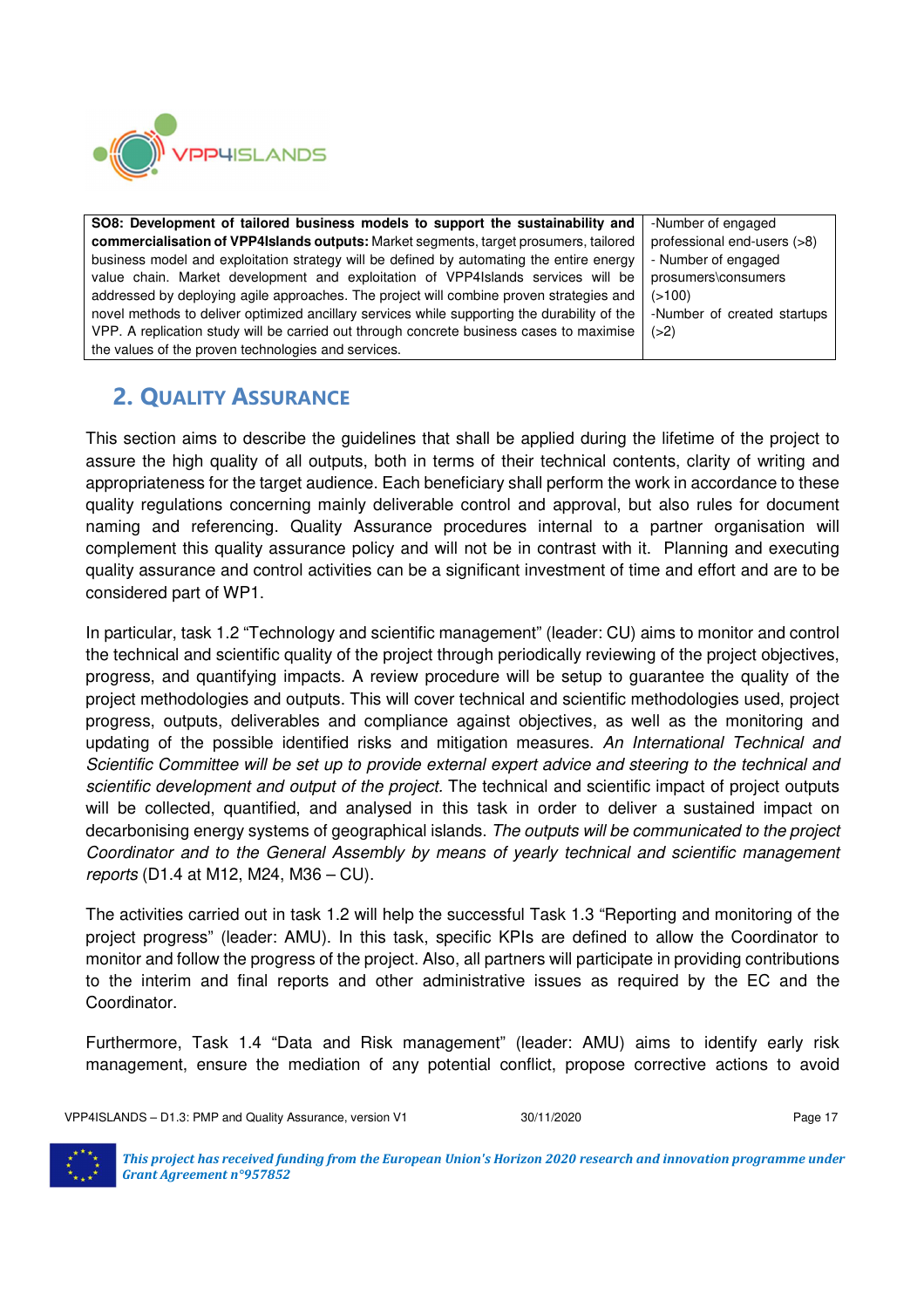| SO8: Development of tailored business models to support the sustainability and commercialisation of VPP4Islands outputs: Market segments, target prosumers, tailored business model and exploitation strategy will be defined by automating the entire energy value chain. Market development and exploitation of VPP4Islands services will be addressed by deploying agile approaches. The project will combine proven strategies and novel methods to deliver optimized ancillary services while supporting the durability of the VPP. A replication study will be carried out through concrete business cases to maximise the values of the proven technologies and services. | -Number of engaged professional end-users (>8)<br>- Number of engaged prosumers\consumers (>100)<br>-Number of created startups (>2) |
|---|---|

## 2. Quality Assurance

This section aims to describe the guidelines that shall be applied during the lifetime of the project to assure the high quality of all outputs, both in terms of their technical contents, clarity of writing and appropriateness for the target audience. Each beneficiary shall perform the work in accordance to these quality regulations concerning mainly deliverable control and approval, but also rules for document naming and referencing. Quality Assurance procedures internal to a partner organisation will complement this quality assurance policy and will not be in contrast with it. Planning and executing quality assurance and control activities can be a significant investment of time and effort and are to be considered part of WP1.

In particular, task 1.2 "Technology and scientific management" (leader: CU) aims to monitor and control the technical and scientific quality of the project through periodically reviewing of the project objectives, progress, and quantifying impacts. A review procedure will be setup to guarantee the quality of the project methodologies and outputs. This will cover technical and scientific methodologies used, project progress, outputs, deliverables and compliance against objectives, as well as the monitoring and updating of the possible identified risks and mitigation measures. *An International Technical and Scientific Committee will be set up to provide external expert advice and steering to the technical and scientific development and output of the project.* The technical and scientific impact of project outputs will be collected, quantified, and analysed in this task in order to deliver a sustained impact on decarbonising energy systems of geographical islands. *The outputs will be communicated to the project Coordinator and to the General Assembly by means of yearly technical and scientific management reports* (D1.4 at M12, M24, M36 – CU).

The activities carried out in task 1.2 will help the successful Task 1.3 "Reporting and monitoring of the project progress" (leader: AMU). In this task, specific KPIs are defined to allow the Coordinator to monitor and follow the progress of the project. Also, all partners will participate in providing contributions to the interim and final reports and other administrative issues as required by the EC and the Coordinator.

Furthermore, Task 1.4 "Data and Risk management" (leader: AMU) aims to identify early risk management, ensure the mediation of any potential conflict, propose corrective actions to avoid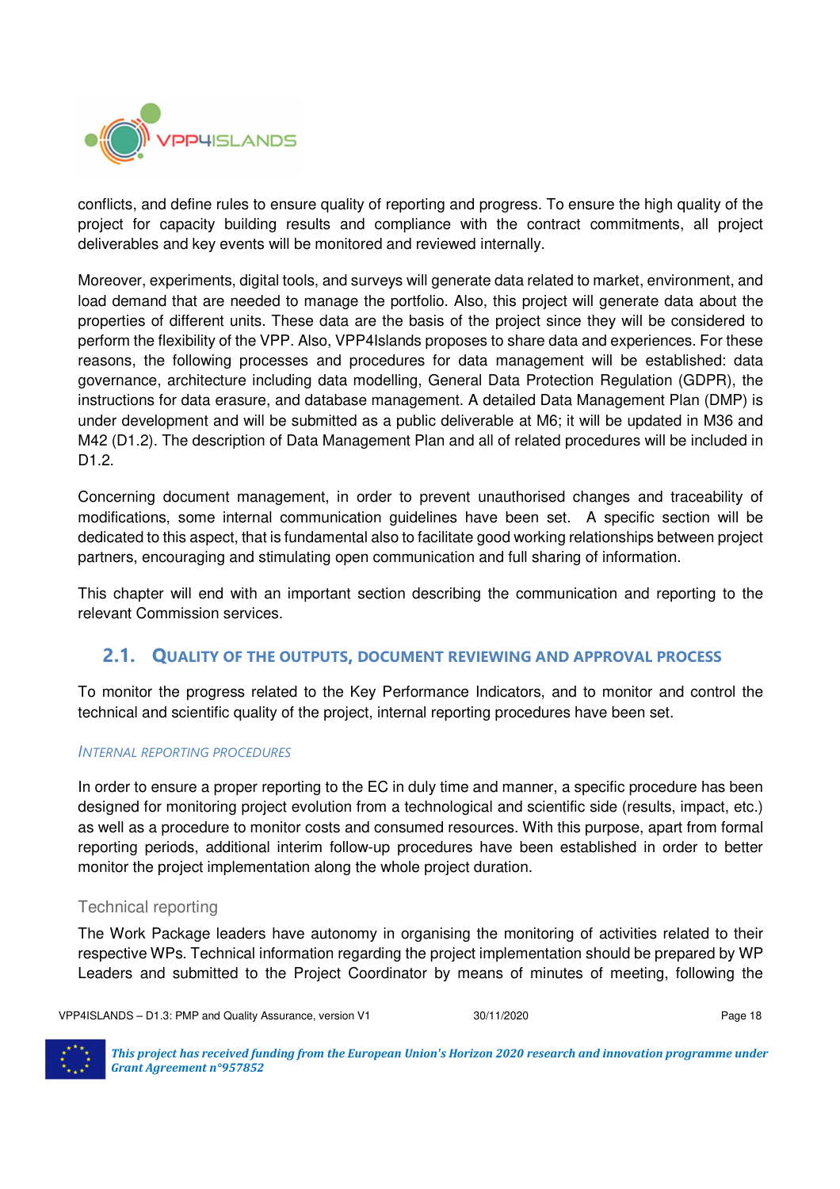conflicts, and define rules to ensure quality of reporting and progress. To ensure the high quality of the project for capacity building results and compliance with the contract commitments, all project deliverables and key events will be monitored and reviewed internally.

Moreover, experiments, digital tools, and surveys will generate data related to market, environment, and load demand that are needed to manage the portfolio. Also, this project will generate data about the properties of different units. These data are the basis of the project since they will be considered to perform the flexibility of the VPP. Also, VPP4Islands proposes to share data and experiences. For these reasons, the following processes and procedures for data management will be established: data governance, architecture including data modelling, General Data Protection Regulation (GDPR), the instructions for data erasure, and database management. A detailed Data Management Plan (DMP) is under development and will be submitted as a public deliverable at M6; it will be updated in M36 and M42 (D1.2). The description of Data Management Plan and all of related procedures will be included in D1.2.

Concerning document management, in order to prevent unauthorised changes and traceability of modifications, some internal communication guidelines have been set. A specific section will be dedicated to this aspect, that is fundamental also to facilitate good working relationships between project partners, encouraging and stimulating open communication and full sharing of information.

This chapter will end with an important section describing the communication and reporting to the relevant Commission services.

## 2.1. Quality of the outputs, document reviewing and approval process

To monitor the progress related to the Key Performance Indicators, and to monitor and control the technical and scientific quality of the project, internal reporting procedures have been set.

### *Internal reporting procedures*

In order to ensure a proper reporting to the EC in duly time and manner, a specific procedure has been designed for monitoring project evolution from a technological and scientific side (results, impact, etc.) as well as a procedure to monitor costs and consumed resources. With this purpose, apart from formal reporting periods, additional interim follow-up procedures have been established in order to better monitor the project implementation along the whole project duration.

#### Technical reporting

The Work Package leaders have autonomy in organising the monitoring of activities related to their respective WPs. Technical information regarding the project implementation should be prepared by WP Leaders and submitted to the Project Coordinator by means of minutes of meeting, following the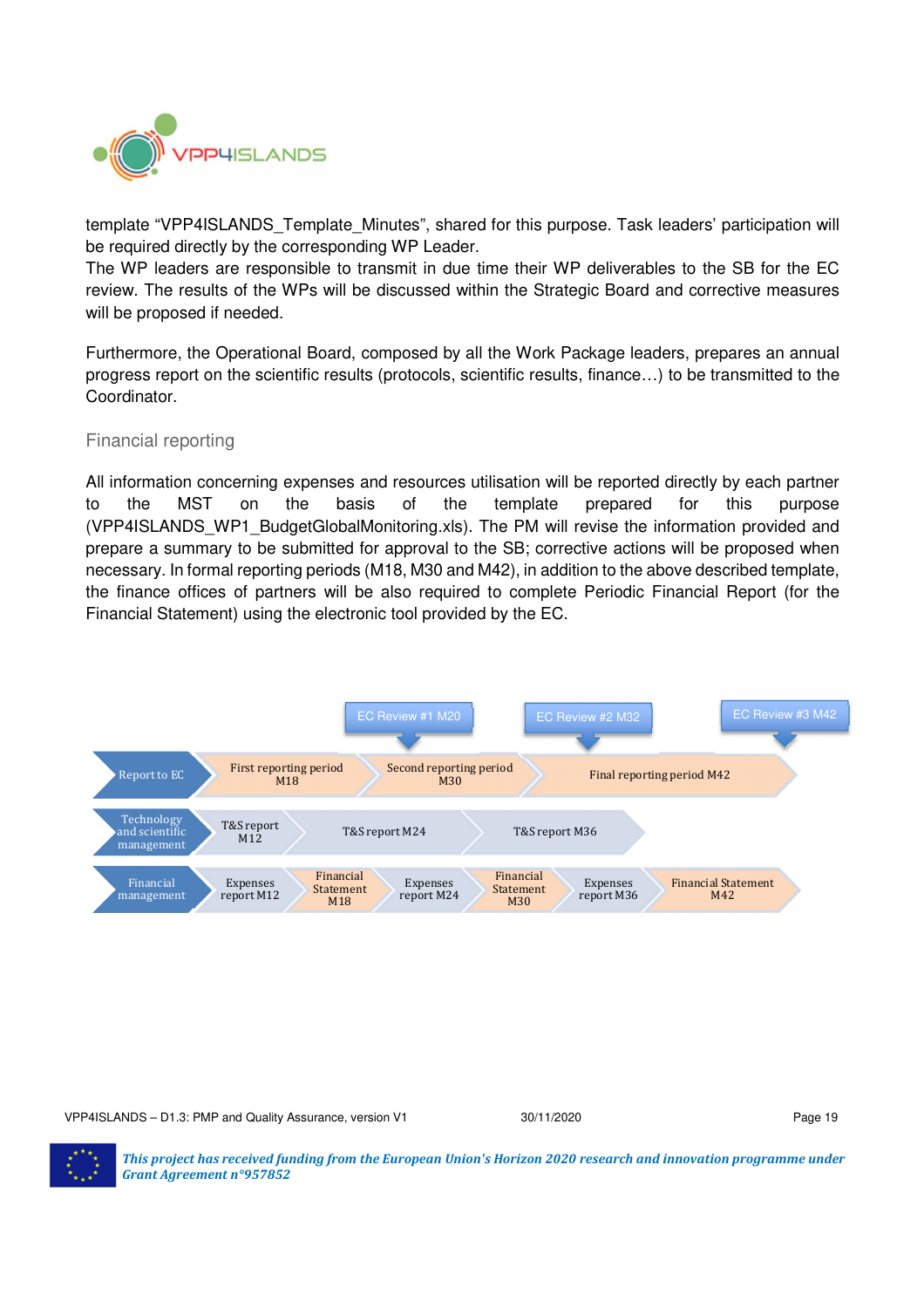template "VPP4ISLANDS_Template_Minutes", shared for this purpose. Task leaders' participation will be required directly by the corresponding WP Leader.
The WP leaders are responsible to transmit in due time their WP deliverables to the SB for the EC review. The results of the WPs will be discussed within the Strategic Board and corrective measures will be proposed if needed.

Furthermore, the Operational Board, composed by all the Work Package leaders, prepares an annual progress report on the scientific results (protocols, scientific results, finance…) to be transmitted to the Coordinator.

### Financial reporting

All information concerning expenses and resources utilisation will be reported directly by each partner to the MST on the basis of the template prepared for this purpose (VPP4ISLANDS_WP1_BudgetGlobalMonitoring.xls). The PM will revise the information provided and prepare a summary to be submitted for approval to the SB; corrective actions will be proposed when necessary. In formal reporting periods (M18, M30 and M42), in addition to the above described template, the finance offices of partners will be also required to complete Periodic Financial Report (for the Financial Statement) using the electronic tool provided by the EC.

EC Review #1 M20 | EC Review #2 M32 | EC Review #3 M42

| | | | | | | |
|---|---|---|---|---|---|---|
| Report to EC | First reporting period M18 | | Second reporting period M30 | | Final reporting period M42 | |
| Technology and scientific management | T&S report M12 | | T&S report M24 | | T&S report M36 | |
| Financial management | Expenses report M12 | Financial Statement M18 | Expenses report M24 | Financial Statement M30 | Expenses report M36 | Financial Statement M42 |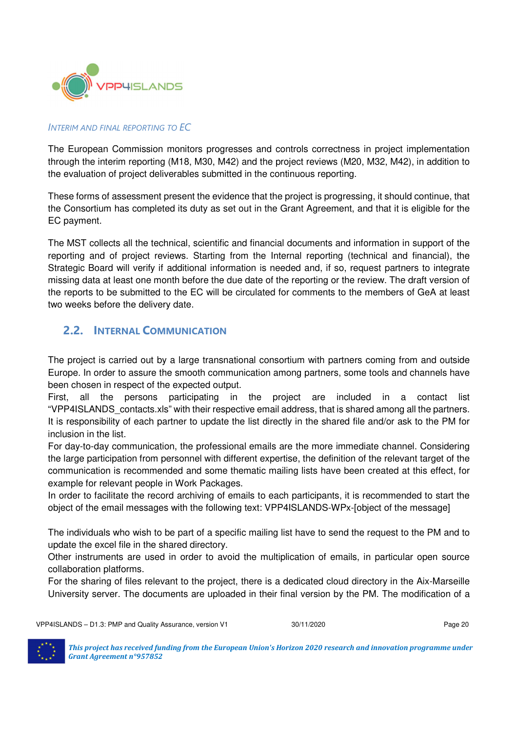### Interim and Final Reporting to EC

The European Commission monitors progresses and controls correctness in project implementation through the interim reporting (M18, M30, M42) and the project reviews (M20, M32, M42), in addition to the evaluation of project deliverables submitted in the continuous reporting.

These forms of assessment present the evidence that the project is progressing, it should continue, that the Consortium has completed its duty as set out in the Grant Agreement, and that it is eligible for the EC payment.

The MST collects all the technical, scientific and financial documents and information in support of the reporting and of project reviews. Starting from the Internal reporting (technical and financial), the Strategic Board will verify if additional information is needed and, if so, request partners to integrate missing data at least one month before the due date of the reporting or the review. The draft version of the reports to be submitted to the EC will be circulated for comments to the members of GeA at least two weeks before the delivery date.

## 2.2. Internal Communication

The project is carried out by a large transnational consortium with partners coming from and outside Europe. In order to assure the smooth communication among partners, some tools and channels have been chosen in respect of the expected output.
First, all the persons participating in the project are included in a contact list "VPP4ISLANDS_contacts.xls" with their respective email address, that is shared among all the partners. It is responsibility of each partner to update the list directly in the shared file and/or ask to the PM for inclusion in the list.
For day-to-day communication, the professional emails are the more immediate channel. Considering the large participation from personnel with different expertise, the definition of the relevant target of the communication is recommended and some thematic mailing lists have been created at this effect, for example for relevant people in Work Packages.
In order to facilitate the record archiving of emails to each participants, it is recommended to start the object of the email messages with the following text: VPP4ISLANDS-WPx-[object of the message]

The individuals who wish to be part of a specific mailing list have to send the request to the PM and to update the excel file in the shared directory.
Other instruments are used in order to avoid the multiplication of emails, in particular open source collaboration platforms.
For the sharing of files relevant to the project, there is a dedicated cloud directory in the Aix-Marseille University server. The documents are uploaded in their final version by the PM. The modification of a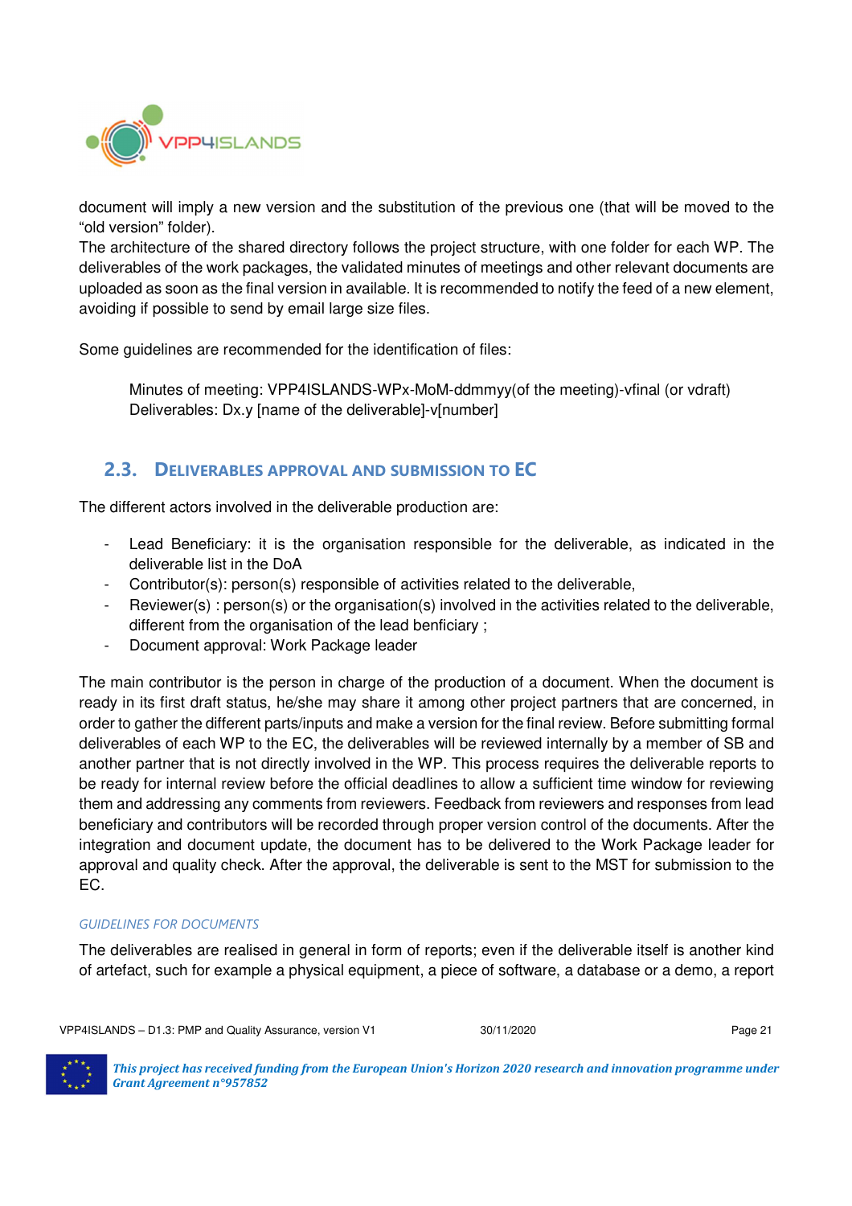document will imply a new version and the substitution of the previous one (that will be moved to the "old version" folder).
The architecture of the shared directory follows the project structure, with one folder for each WP. The deliverables of the work packages, the validated minutes of meetings and other relevant documents are uploaded as soon as the final version in available. It is recommended to notify the feed of a new element, avoiding if possible to send by email large size files.

Some guidelines are recommended for the identification of files:

> Minutes of meeting: VPP4ISLANDS-WPx-MoM-ddmmyy(of the meeting)-vfinal (or vdraft)
> Deliverables: Dx.y [name of the deliverable]-v[number]

## 2.3. Deliverables approval and submission to EC

The different actors involved in the deliverable production are:

- Lead Beneficiary: it is the organisation responsible for the deliverable, as indicated in the deliverable list in the DoA
- Contributor(s): person(s) responsible of activities related to the deliverable,
- Reviewer(s) : person(s) or the organisation(s) involved in the activities related to the deliverable, different from the organisation of the lead benficiary ;
- Document approval: Work Package leader

The main contributor is the person in charge of the production of a document. When the document is ready in its first draft status, he/she may share it among other project partners that are concerned, in order to gather the different parts/inputs and make a version for the final review. Before submitting formal deliverables of each WP to the EC, the deliverables will be reviewed internally by a member of SB and another partner that is not directly involved in the WP. This process requires the deliverable reports to be ready for internal review before the official deadlines to allow a sufficient time window for reviewing them and addressing any comments from reviewers. Feedback from reviewers and responses from lead beneficiary and contributors will be recorded through proper version control of the documents. After the integration and document update, the document has to be delivered to the Work Package leader for approval and quality check. After the approval, the deliverable is sent to the MST for submission to the EC.

*GUIDELINES FOR DOCUMENTS*

The deliverables are realised in general in form of reports; even if the deliverable itself is another kind of artefact, such for example a physical equipment, a piece of software, a database or a demo, a report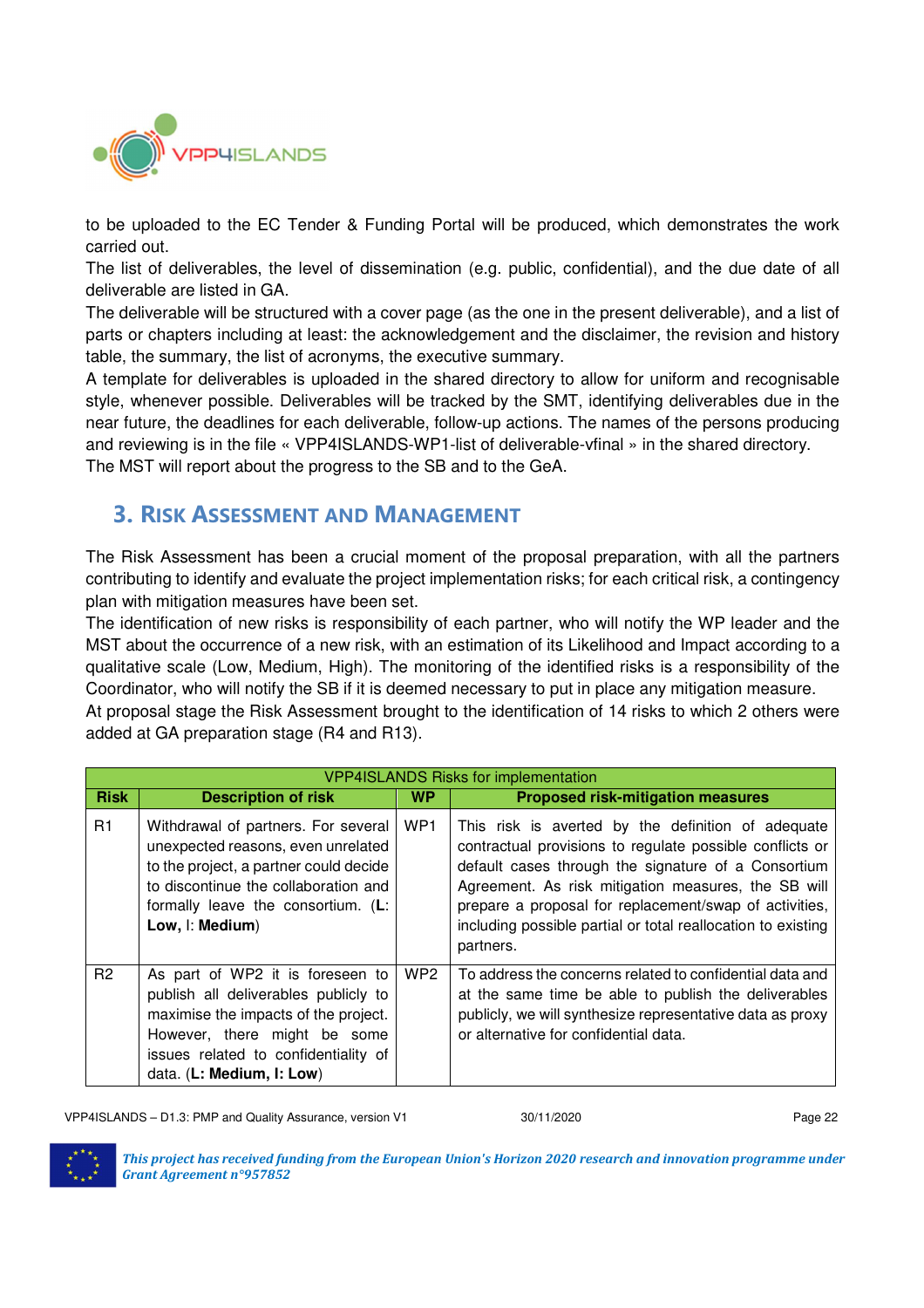to be uploaded to the EC Tender & Funding Portal will be produced, which demonstrates the work carried out.
The list of deliverables, the level of dissemination (e.g. public, confidential), and the due date of all deliverable are listed in GA.
The deliverable will be structured with a cover page (as the one in the present deliverable), and a list of parts or chapters including at least: the acknowledgement and the disclaimer, the revision and history table, the summary, the list of acronyms, the executive summary.
A template for deliverables is uploaded in the shared directory to allow for uniform and recognisable style, whenever possible. Deliverables will be tracked by the SMT, identifying deliverables due in the near future, the deadlines for each deliverable, follow-up actions. The names of the persons producing and reviewing is in the file « VPP4ISLANDS-WP1-list of deliverable-vfinal » in the shared directory.
The MST will report about the progress to the SB and to the GeA.

## 3. Risk Assessment and Management

The Risk Assessment has been a crucial moment of the proposal preparation, with all the partners contributing to identify and evaluate the project implementation risks; for each critical risk, a contingency plan with mitigation measures have been set.
The identification of new risks is responsibility of each partner, who will notify the WP leader and the MST about the occurrence of a new risk, with an estimation of its Likelihood and Impact according to a qualitative scale (Low, Medium, High). The monitoring of the identified risks is a responsibility of the Coordinator, who will notify the SB if it is deemed necessary to put in place any mitigation measure.
At proposal stage the Risk Assessment brought to the identification of 14 risks to which 2 others were added at GA preparation stage (R4 and R13).

| VPP4ISLANDS Risks for implementation | | | |
|---|---|---|---|
| **Risk** | **Description of risk** | **WP** | **Proposed risk-mitigation measures** |
| R1 | Withdrawal of partners. For several unexpected reasons, even unrelated to the project, a partner could decide to discontinue the collaboration and formally leave the consortium. (**L**: **Low,** I: **Medium**) | WP1 | This risk is averted by the definition of adequate contractual provisions to regulate possible conflicts or default cases through the signature of a Consortium Agreement. As risk mitigation measures, the SB will prepare a proposal for replacement/swap of activities, including possible partial or total reallocation to existing partners. |
| R2 | As part of WP2 it is foreseen to publish all deliverables publicly to maximise the impacts of the project. However, there might be some issues related to confidentiality of data. (**L: Medium, I: Low**) | WP2 | To address the concerns related to confidential data and at the same time be able to publish the deliverables publicly, we will synthesize representative data as proxy or alternative for confidential data. |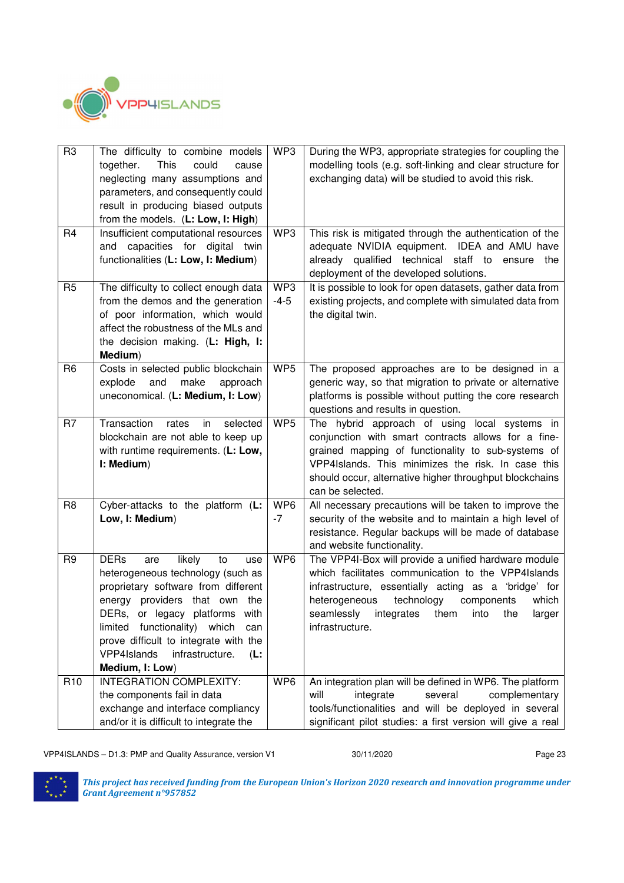| R3 | The difficulty to combine models together. This could cause neglecting many assumptions and parameters, and consequently could result in producing biased outputs from the models. (**L: Low, I: High**) | WP3 | During the WP3, appropriate strategies for coupling the modelling tools (e.g. soft-linking and clear structure for exchanging data) will be studied to avoid this risk. |
|---|---|---|---|
| R4 | Insufficient computational resources and capacities for digital twin functionalities (**L: Low, I: Medium**) | WP3 | This risk is mitigated through the authentication of the adequate NVIDIA equipment. IDEA and AMU have already qualified technical staff to ensure the deployment of the developed solutions. |
| R5 | The difficulty to collect enough data from the demos and the generation of poor information, which would affect the robustness of the MLs and the decision making. (**L: High, I: Medium**) | WP3-4-5 | It is possible to look for open datasets, gather data from existing projects, and complete with simulated data from the digital twin. |
| R6 | Costs in selected public blockchain explode and make approach uneconomical. (**L: Medium, I: Low**) | WP5 | The proposed approaches are to be designed in a generic way, so that migration to private or alternative platforms is possible without putting the core research questions and results in question. |
| R7 | Transaction rates in selected blockchain are not able to keep up with runtime requirements. (**L: Low, I: Medium**) | WP5 | The hybrid approach of using local systems in conjunction with smart contracts allows for a fine-grained mapping of functionality to sub-systems of VPP4Islands. This minimizes the risk. In case this should occur, alternative higher throughput blockchains can be selected. |
| R8 | Cyber-attacks to the platform (**L: Low, I: Medium**) | WP6-7 | All necessary precautions will be taken to improve the security of the website and to maintain a high level of resistance. Regular backups will be made of database and website functionality. |
| R9 | DERs are likely to use heterogeneous technology (such as proprietary software from different energy providers that own the DERs, or legacy platforms with limited functionality) which can prove difficult to integrate with the VPP4Islands infrastructure. (**L: Medium, I: Low**) | WP6 | The VPP4I-Box will provide a unified hardware module which facilitates communication to the VPP4Islands infrastructure, essentially acting as a 'bridge' for heterogeneous technology components which seamlessly integrates them into the larger infrastructure. |
| R10 | INTEGRATION COMPLEXITY: the components fail in data exchange and interface compliancy and/or it is difficult to integrate the | WP6 | An integration plan will be defined in WP6. The platform will integrate several complementary tools/functionalities and will be deployed in several significant pilot studies: a first version will give a real |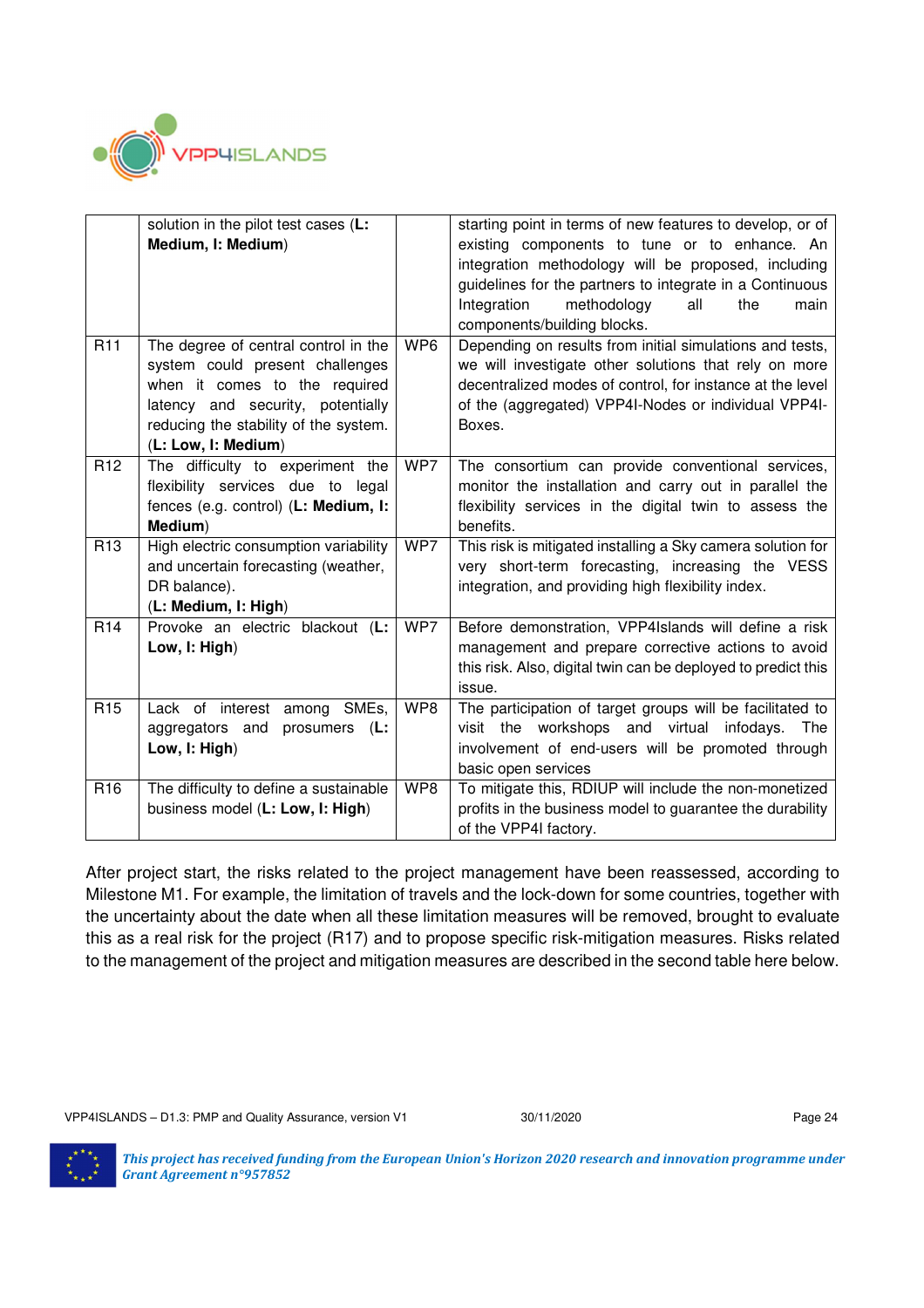| | | | |
|---|---|---|---|
| | solution in the pilot test cases (**L: Medium, I: Medium**) | | starting point in terms of new features to develop, or of existing components to tune or to enhance. An integration methodology will be proposed, including guidelines for the partners to integrate in a Continuous Integration methodology all the main components/building blocks. |
| R11 | The degree of central control in the system could present challenges when it comes to the required latency and security, potentially reducing the stability of the system. (**L: Low, I: Medium**) | WP6 | Depending on results from initial simulations and tests, we will investigate other solutions that rely on more decentralized modes of control, for instance at the level of the (aggregated) VPP4I-Nodes or individual VPP4I-Boxes. |
| R12 | The difficulty to experiment the flexibility services due to legal fences (e.g. control) (**L: Medium, I: Medium**) | WP7 | The consortium can provide conventional services, monitor the installation and carry out in parallel the flexibility services in the digital twin to assess the benefits. |
| R13 | High electric consumption variability and uncertain forecasting (weather, DR balance). (**L: Medium, I: High**) | WP7 | This risk is mitigated installing a Sky camera solution for very short-term forecasting, increasing the VESS integration, and providing high flexibility index. |
| R14 | Provoke an electric blackout (**L: Low, I: High**) | WP7 | Before demonstration, VPP4Islands will define a risk management and prepare corrective actions to avoid this risk. Also, digital twin can be deployed to predict this issue. |
| R15 | Lack of interest among SMEs, aggregators and prosumers (**L: Low, I: High**) | WP8 | The participation of target groups will be facilitated to visit the workshops and virtual infodays. The involvement of end-users will be promoted through basic open services |
| R16 | The difficulty to define a sustainable business model (**L: Low, I: High**) | WP8 | To mitigate this, RDIUP will include the non-monetized profits in the business model to guarantee the durability of the VPP4I factory. |

After project start, the risks related to the project management have been reassessed, according to Milestone M1. For example, the limitation of travels and the lock-down for some countries, together with the uncertainty about the date when all these limitation measures will be removed, brought to evaluate this as a real risk for the project (R17) and to propose specific risk-mitigation measures. Risks related to the management of the project and mitigation measures are described in the second table here below.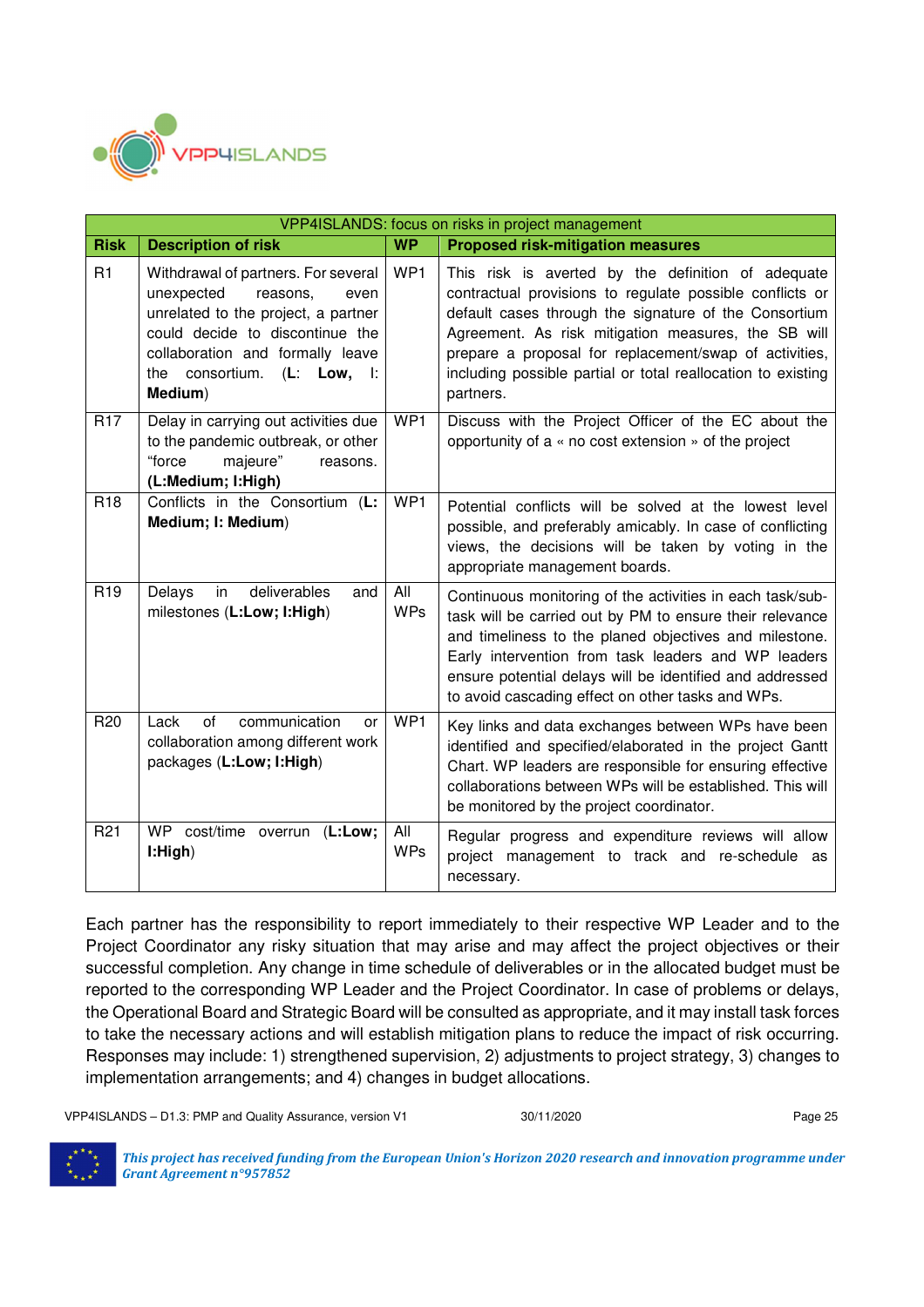| VPP4ISLANDS: focus on risks in project management | | | |
|---|---|---|---|
| **Risk** | **Description of risk** | **WP** | **Proposed risk-mitigation measures** |
| R1 | Withdrawal of partners. For several unexpected reasons, even unrelated to the project, a partner could decide to discontinue the collaboration and formally leave the consortium. (**L: Low, I: Medium**) | WP1 | This risk is averted by the definition of adequate contractual provisions to regulate possible conflicts or default cases through the signature of the Consortium Agreement. As risk mitigation measures, the SB will prepare a proposal for replacement/swap of activities, including possible partial or total reallocation to existing partners. |
| R17 | Delay in carrying out activities due to the pandemic outbreak, or other "force majeure" reasons. **(L:Medium; I:High)** | WP1 | Discuss with the Project Officer of the EC about the opportunity of a « no cost extension » of the project |
| R18 | Conflicts in the Consortium (**L: Medium; I: Medium**) | WP1 | Potential conflicts will be solved at the lowest level possible, and preferably amicably. In case of conflicting views, the decisions will be taken by voting in the appropriate management boards. |
| R19 | Delays in deliverables and milestones (**L:Low; I:High**) | All WPs | Continuous monitoring of the activities in each task/sub-task will be carried out by PM to ensure their relevance and timeliness to the planed objectives and milestone. Early intervention from task leaders and WP leaders ensure potential delays will be identified and addressed to avoid cascading effect on other tasks and WPs. |
| R20 | Lack of communication or collaboration among different work packages (**L:Low; I:High**) | WP1 | Key links and data exchanges between WPs have been identified and specified/elaborated in the project Gantt Chart. WP leaders are responsible for ensuring effective collaborations between WPs will be established. This will be monitored by the project coordinator. |
| R21 | WP cost/time overrun (**L:Low; I:High**) | All WPs | Regular progress and expenditure reviews will allow project management to track and re-schedule as necessary. |

Each partner has the responsibility to report immediately to their respective WP Leader and to the Project Coordinator any risky situation that may arise and may affect the project objectives or their successful completion. Any change in time schedule of deliverables or in the allocated budget must be reported to the corresponding WP Leader and the Project Coordinator. In case of problems or delays, the Operational Board and Strategic Board will be consulted as appropriate, and it may install task forces to take the necessary actions and will establish mitigation plans to reduce the impact of risk occurring. Responses may include: 1) strengthened supervision, 2) adjustments to project strategy, 3) changes to implementation arrangements; and 4) changes in budget allocations.